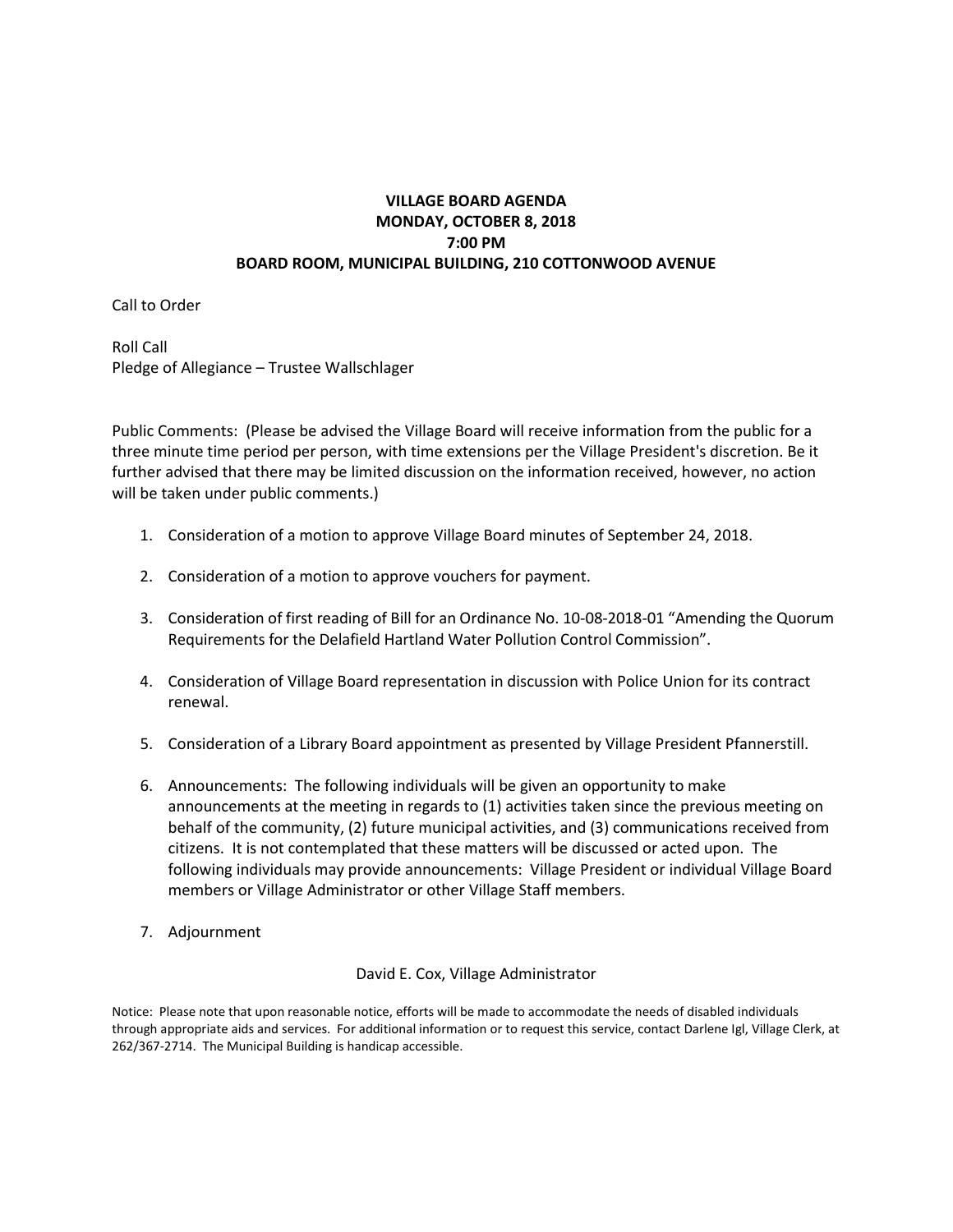# VILLAGE BOARD AGENDA
## MONDAY, OCTOBER 8, 2018
## 7:00 PM
## BOARD ROOM, MUNICIPAL BUILDING, 210 COTTONWOOD AVENUE

Call to Order

Roll Call
Pledge of Allegiance – Trustee Wallschlager

Public Comments: (Please be advised the Village Board will receive information from the public for a three minute time period per person, with time extensions per the Village President's discretion. Be it further advised that there may be limited discussion on the information received, however, no action will be taken under public comments.)

1. Consideration of a motion to approve Village Board minutes of September 24, 2018.

2. Consideration of a motion to approve vouchers for payment.

3. Consideration of first reading of Bill for an Ordinance No. 10-08-2018-01 "Amending the Quorum Requirements for the Delafield Hartland Water Pollution Control Commission".

4. Consideration of Village Board representation in discussion with Police Union for its contract renewal.

5. Consideration of a Library Board appointment as presented by Village President Pfannerstill.

6. Announcements: The following individuals will be given an opportunity to make announcements at the meeting in regards to (1) activities taken since the previous meeting on behalf of the community, (2) future municipal activities, and (3) communications received from citizens. It is not contemplated that these matters will be discussed or acted upon. The following individuals may provide announcements: Village President or individual Village Board members or Village Administrator or other Village Staff members.

7. Adjournment

David E. Cox, Village Administrator

Notice: Please note that upon reasonable notice, efforts will be made to accommodate the needs of disabled individuals through appropriate aids and services. For additional information or to request this service, contact Darlene Igl, Village Clerk, at 262/367-2714. The Municipal Building is handicap accessible.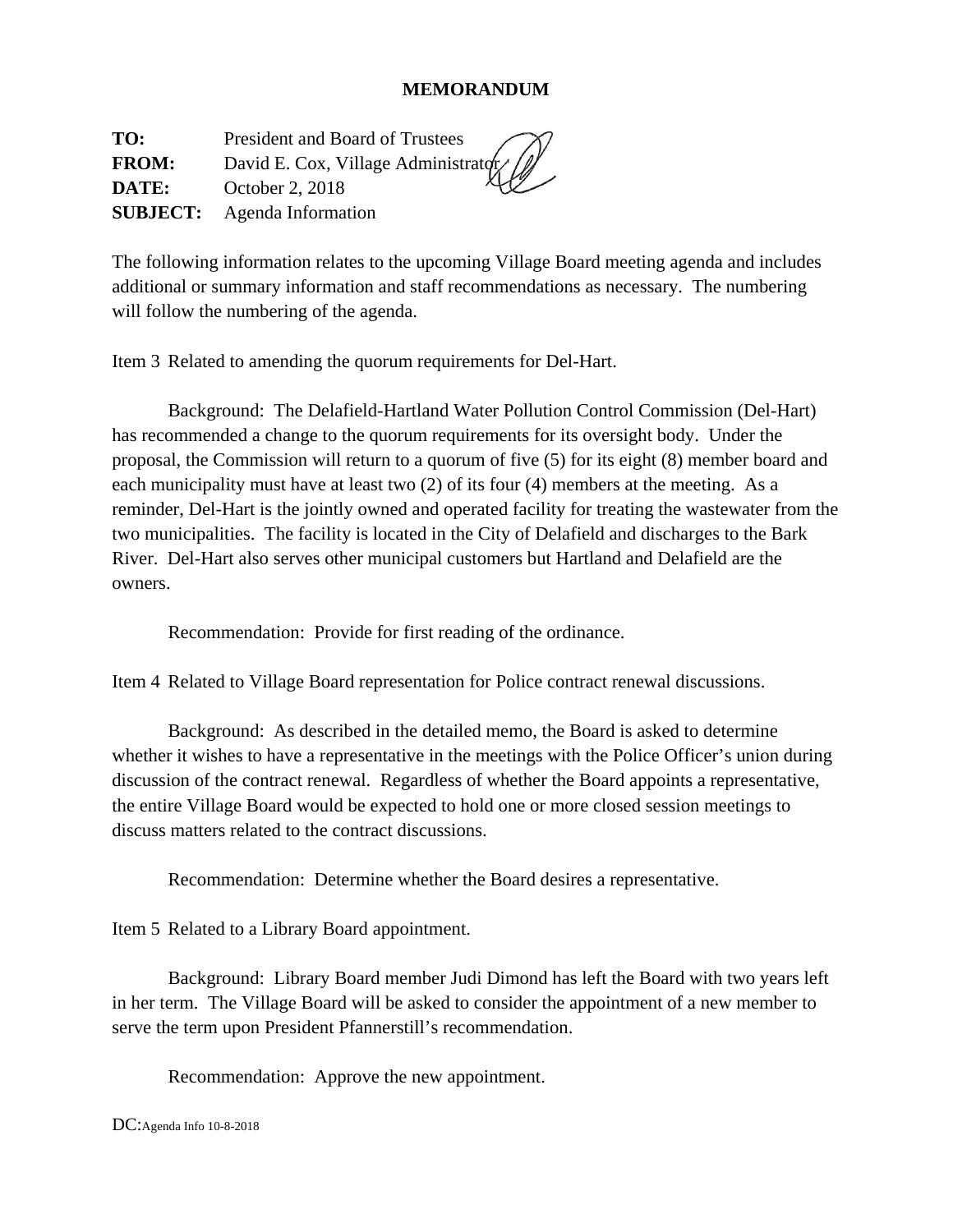# MEMORANDUM

**TO:** President and Board of Trustees
**FROM:** David E. Cox, Village Administrator
**DATE:** October 2, 2018
**SUBJECT:** Agenda Information

The following information relates to the upcoming Village Board meeting agenda and includes additional or summary information and staff recommendations as necessary. The numbering will follow the numbering of the agenda.

Item 3 Related to amending the quorum requirements for Del-Hart.

Background: The Delafield-Hartland Water Pollution Control Commission (Del-Hart) has recommended a change to the quorum requirements for its oversight body. Under the proposal, the Commission will return to a quorum of five (5) for its eight (8) member board and each municipality must have at least two (2) of its four (4) members at the meeting. As a reminder, Del-Hart is the jointly owned and operated facility for treating the wastewater from the two municipalities. The facility is located in the City of Delafield and discharges to the Bark River. Del-Hart also serves other municipal customers but Hartland and Delafield are the owners.

Recommendation: Provide for first reading of the ordinance.

Item 4 Related to Village Board representation for Police contract renewal discussions.

Background: As described in the detailed memo, the Board is asked to determine whether it wishes to have a representative in the meetings with the Police Officer's union during discussion of the contract renewal. Regardless of whether the Board appoints a representative, the entire Village Board would be expected to hold one or more closed session meetings to discuss matters related to the contract discussions.

Recommendation: Determine whether the Board desires a representative.

Item 5 Related to a Library Board appointment.

Background: Library Board member Judi Dimond has left the Board with two years left in her term. The Village Board will be asked to consider the appointment of a new member to serve the term upon President Pfannerstill's recommendation.

Recommendation: Approve the new appointment.

DC:Agenda Info 10-8-2018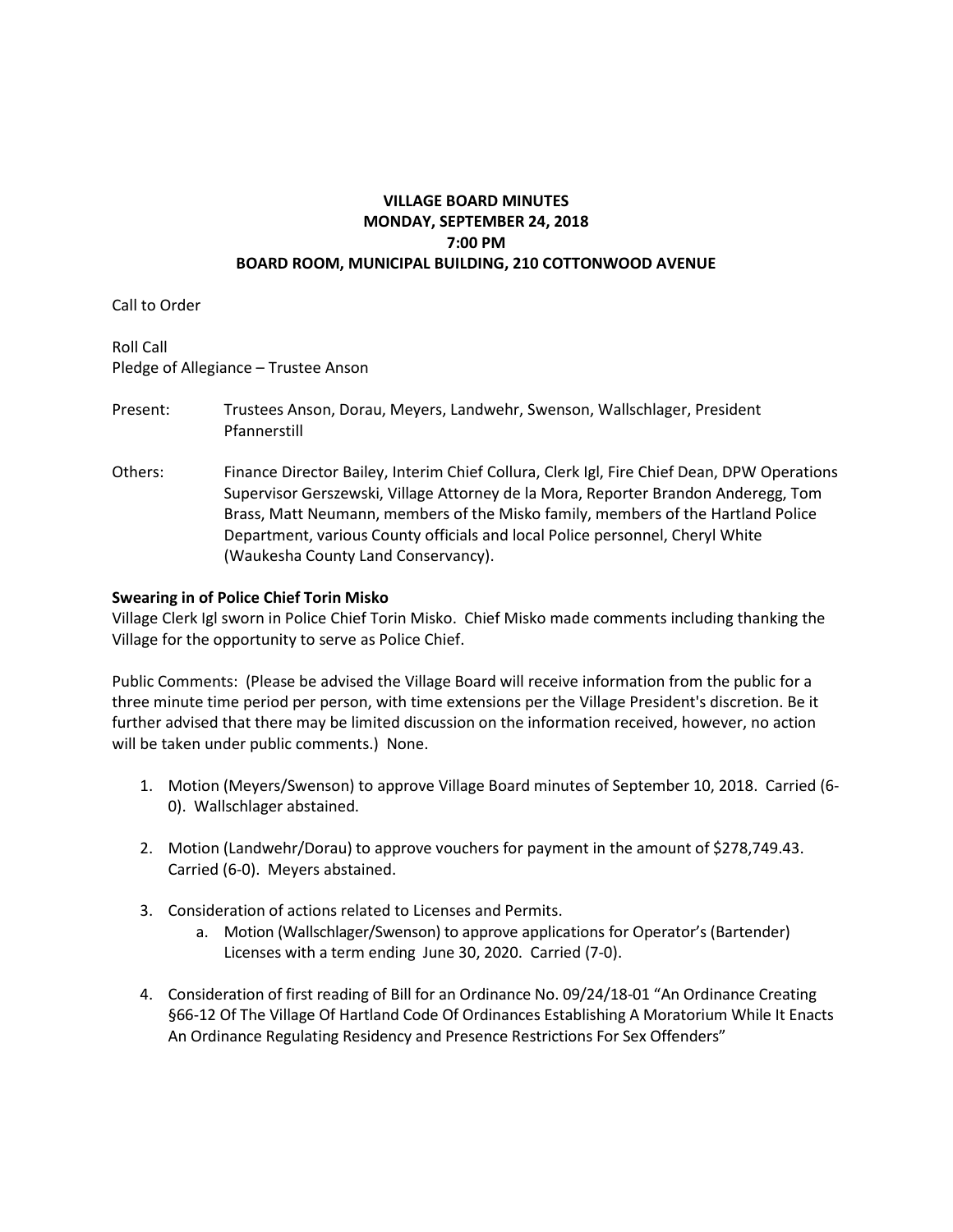**VILLAGE BOARD MINUTES**
**MONDAY, SEPTEMBER 24, 2018**
**7:00 PM**
**BOARD ROOM, MUNICIPAL BUILDING, 210 COTTONWOOD AVENUE**

Call to Order

Roll Call
Pledge of Allegiance – Trustee Anson

Present: Trustees Anson, Dorau, Meyers, Landwehr, Swenson, Wallschlager, President Pfannerstill

Others: Finance Director Bailey, Interim Chief Collura, Clerk Igl, Fire Chief Dean, DPW Operations Supervisor Gerszewski, Village Attorney de la Mora, Reporter Brandon Anderegg, Tom Brass, Matt Neumann, members of the Misko family, members of the Hartland Police Department, various County officials and local Police personnel, Cheryl White (Waukesha County Land Conservancy).

**Swearing in of Police Chief Torin Misko**
Village Clerk Igl sworn in Police Chief Torin Misko. Chief Misko made comments including thanking the Village for the opportunity to serve as Police Chief.

Public Comments: (Please be advised the Village Board will receive information from the public for a three minute time period per person, with time extensions per the Village President's discretion. Be it further advised that there may be limited discussion on the information received, however, no action will be taken under public comments.) None.

1. Motion (Meyers/Swenson) to approve Village Board minutes of September 10, 2018. Carried (6-0). Wallschlager abstained.

2. Motion (Landwehr/Dorau) to approve vouchers for payment in the amount of $278,749.43. Carried (6-0). Meyers abstained.

3. Consideration of actions related to Licenses and Permits.
   a. Motion (Wallschlager/Swenson) to approve applications for Operator's (Bartender) Licenses with a term ending June 30, 2020. Carried (7-0).

4. Consideration of first reading of Bill for an Ordinance No. 09/24/18-01 "An Ordinance Creating §66-12 Of The Village Of Hartland Code Of Ordinances Establishing A Moratorium While It Enacts An Ordinance Regulating Residency and Presence Restrictions For Sex Offenders"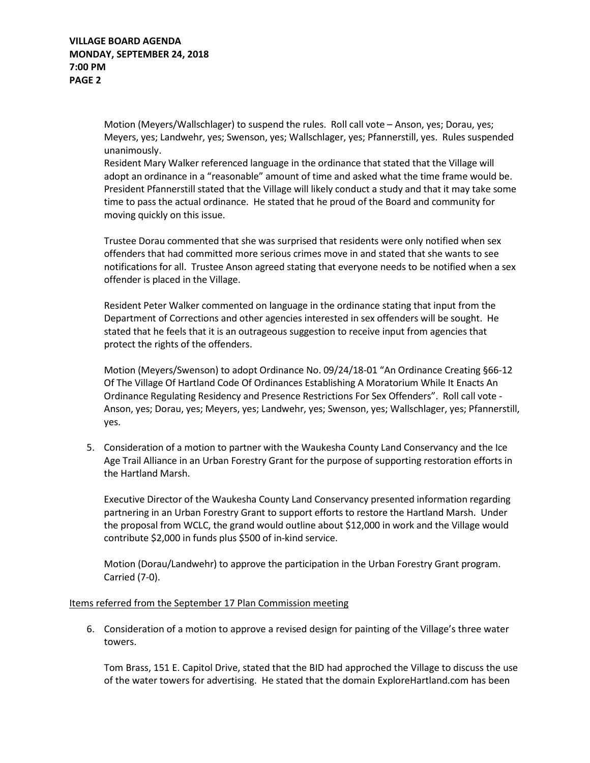Motion (Meyers/Wallschlager) to suspend the rules. Roll call vote – Anson, yes; Dorau, yes; Meyers, yes; Landwehr, yes; Swenson, yes; Wallschlager, yes; Pfannerstill, yes. Rules suspended unanimously.

Resident Mary Walker referenced language in the ordinance that stated that the Village will adopt an ordinance in a "reasonable" amount of time and asked what the time frame would be. President Pfannerstill stated that the Village will likely conduct a study and that it may take some time to pass the actual ordinance. He stated that he proud of the Board and community for moving quickly on this issue.

Trustee Dorau commented that she was surprised that residents were only notified when sex offenders that had committed more serious crimes move in and stated that she wants to see notifications for all. Trustee Anson agreed stating that everyone needs to be notified when a sex offender is placed in the Village.

Resident Peter Walker commented on language in the ordinance stating that input from the Department of Corrections and other agencies interested in sex offenders will be sought. He stated that he feels that it is an outrageous suggestion to receive input from agencies that protect the rights of the offenders.

Motion (Meyers/Swenson) to adopt Ordinance No. 09/24/18-01 "An Ordinance Creating §66-12 Of The Village Of Hartland Code Of Ordinances Establishing A Moratorium While It Enacts An Ordinance Regulating Residency and Presence Restrictions For Sex Offenders". Roll call vote - Anson, yes; Dorau, yes; Meyers, yes; Landwehr, yes; Swenson, yes; Wallschlager, yes; Pfannerstill, yes.

5. Consideration of a motion to partner with the Waukesha County Land Conservancy and the Ice Age Trail Alliance in an Urban Forestry Grant for the purpose of supporting restoration efforts in the Hartland Marsh.

   Executive Director of the Waukesha County Land Conservancy presented information regarding partnering in an Urban Forestry Grant to support efforts to restore the Hartland Marsh. Under the proposal from WCLC, the grand would outline about $12,000 in work and the Village would contribute $2,000 in funds plus $500 of in-kind service.

   Motion (Dorau/Landwehr) to approve the participation in the Urban Forestry Grant program. Carried (7-0).

Items referred from the September 17 Plan Commission meeting

6. Consideration of a motion to approve a revised design for painting of the Village's three water towers.

   Tom Brass, 151 E. Capitol Drive, stated that the BID had approched the Village to discuss the use of the water towers for advertising. He stated that the domain ExploreHartland.com has been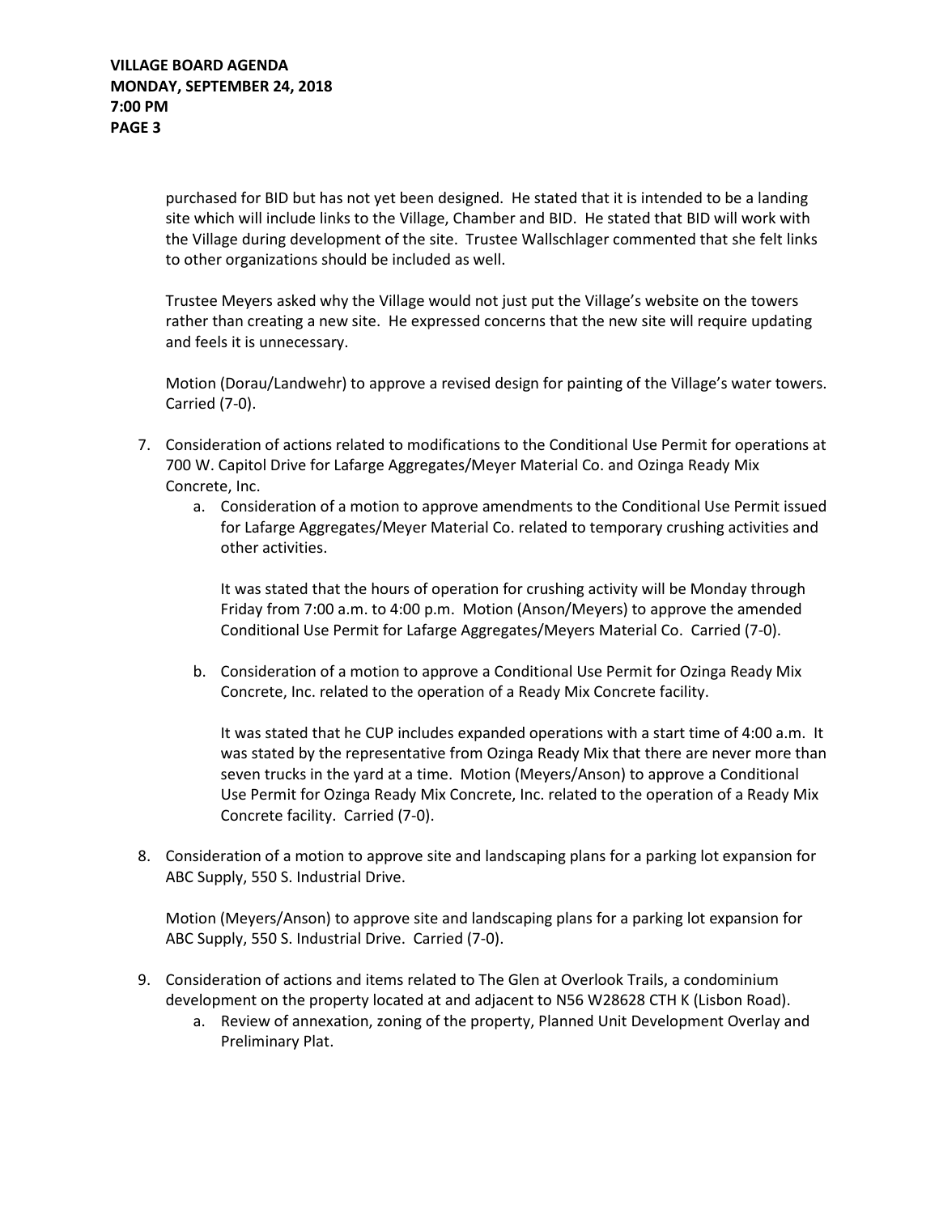purchased for BID but has not yet been designed. He stated that it is intended to be a landing site which will include links to the Village, Chamber and BID. He stated that BID will work with the Village during development of the site. Trustee Wallschlager commented that she felt links to other organizations should be included as well.

Trustee Meyers asked why the Village would not just put the Village's website on the towers rather than creating a new site. He expressed concerns that the new site will require updating and feels it is unnecessary.

Motion (Dorau/Landwehr) to approve a revised design for painting of the Village's water towers. Carried (7-0).

7. Consideration of actions related to modifications to the Conditional Use Permit for operations at 700 W. Capitol Drive for Lafarge Aggregates/Meyer Material Co. and Ozinga Ready Mix Concrete, Inc.
   a. Consideration of a motion to approve amendments to the Conditional Use Permit issued for Lafarge Aggregates/Meyer Material Co. related to temporary crushing activities and other activities.

      It was stated that the hours of operation for crushing activity will be Monday through Friday from 7:00 a.m. to 4:00 p.m. Motion (Anson/Meyers) to approve the amended Conditional Use Permit for Lafarge Aggregates/Meyers Material Co. Carried (7-0).

   b. Consideration of a motion to approve a Conditional Use Permit for Ozinga Ready Mix Concrete, Inc. related to the operation of a Ready Mix Concrete facility.

      It was stated that he CUP includes expanded operations with a start time of 4:00 a.m. It was stated by the representative from Ozinga Ready Mix that there are never more than seven trucks in the yard at a time. Motion (Meyers/Anson) to approve a Conditional Use Permit for Ozinga Ready Mix Concrete, Inc. related to the operation of a Ready Mix Concrete facility. Carried (7-0).

8. Consideration of a motion to approve site and landscaping plans for a parking lot expansion for ABC Supply, 550 S. Industrial Drive.

   Motion (Meyers/Anson) to approve site and landscaping plans for a parking lot expansion for ABC Supply, 550 S. Industrial Drive. Carried (7-0).

9. Consideration of actions and items related to The Glen at Overlook Trails, a condominium development on the property located at and adjacent to N56 W28628 CTH K (Lisbon Road).
   a. Review of annexation, zoning of the property, Planned Unit Development Overlay and Preliminary Plat.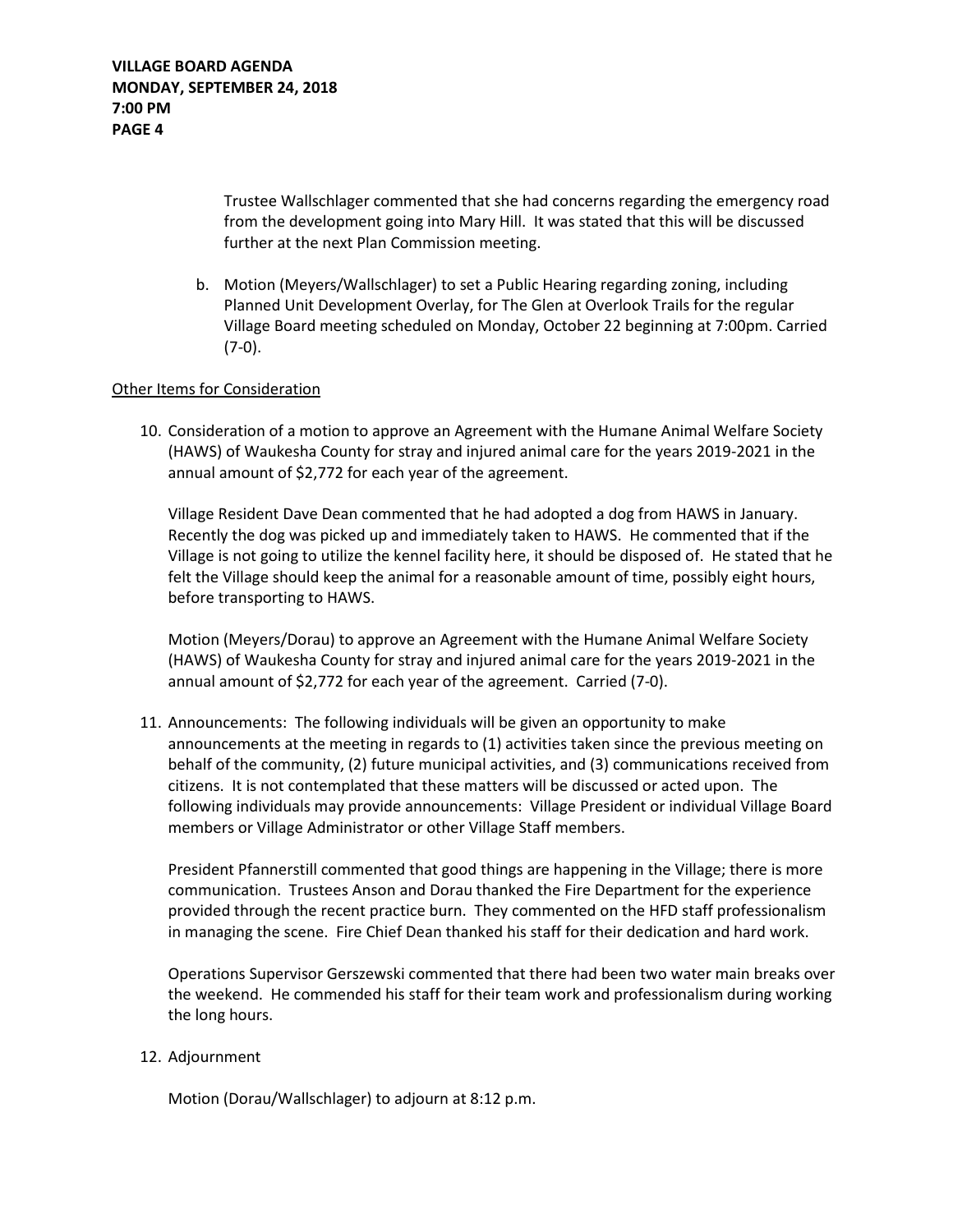Trustee Wallschlager commented that she had concerns regarding the emergency road from the development going into Mary Hill. It was stated that this will be discussed further at the next Plan Commission meeting.

b. Motion (Meyers/Wallschlager) to set a Public Hearing regarding zoning, including Planned Unit Development Overlay, for The Glen at Overlook Trails for the regular Village Board meeting scheduled on Monday, October 22 beginning at 7:00pm. Carried (7-0).

Other Items for Consideration

10. Consideration of a motion to approve an Agreement with the Humane Animal Welfare Society (HAWS) of Waukesha County for stray and injured animal care for the years 2019-2021 in the annual amount of $2,772 for each year of the agreement.

    Village Resident Dave Dean commented that he had adopted a dog from HAWS in January. Recently the dog was picked up and immediately taken to HAWS. He commented that if the Village is not going to utilize the kennel facility here, it should be disposed of. He stated that he felt the Village should keep the animal for a reasonable amount of time, possibly eight hours, before transporting to HAWS.

    Motion (Meyers/Dorau) to approve an Agreement with the Humane Animal Welfare Society (HAWS) of Waukesha County for stray and injured animal care for the years 2019-2021 in the annual amount of $2,772 for each year of the agreement. Carried (7-0).

11. Announcements: The following individuals will be given an opportunity to make announcements at the meeting in regards to (1) activities taken since the previous meeting on behalf of the community, (2) future municipal activities, and (3) communications received from citizens. It is not contemplated that these matters will be discussed or acted upon. The following individuals may provide announcements: Village President or individual Village Board members or Village Administrator or other Village Staff members.

    President Pfannerstill commented that good things are happening in the Village; there is more communication. Trustees Anson and Dorau thanked the Fire Department for the experience provided through the recent practice burn. They commented on the HFD staff professionalism in managing the scene. Fire Chief Dean thanked his staff for their dedication and hard work.

    Operations Supervisor Gerszewski commented that there had been two water main breaks over the weekend. He commended his staff for their team work and professionalism during working the long hours.

12. Adjournment

    Motion (Dorau/Wallschlager) to adjourn at 8:12 p.m.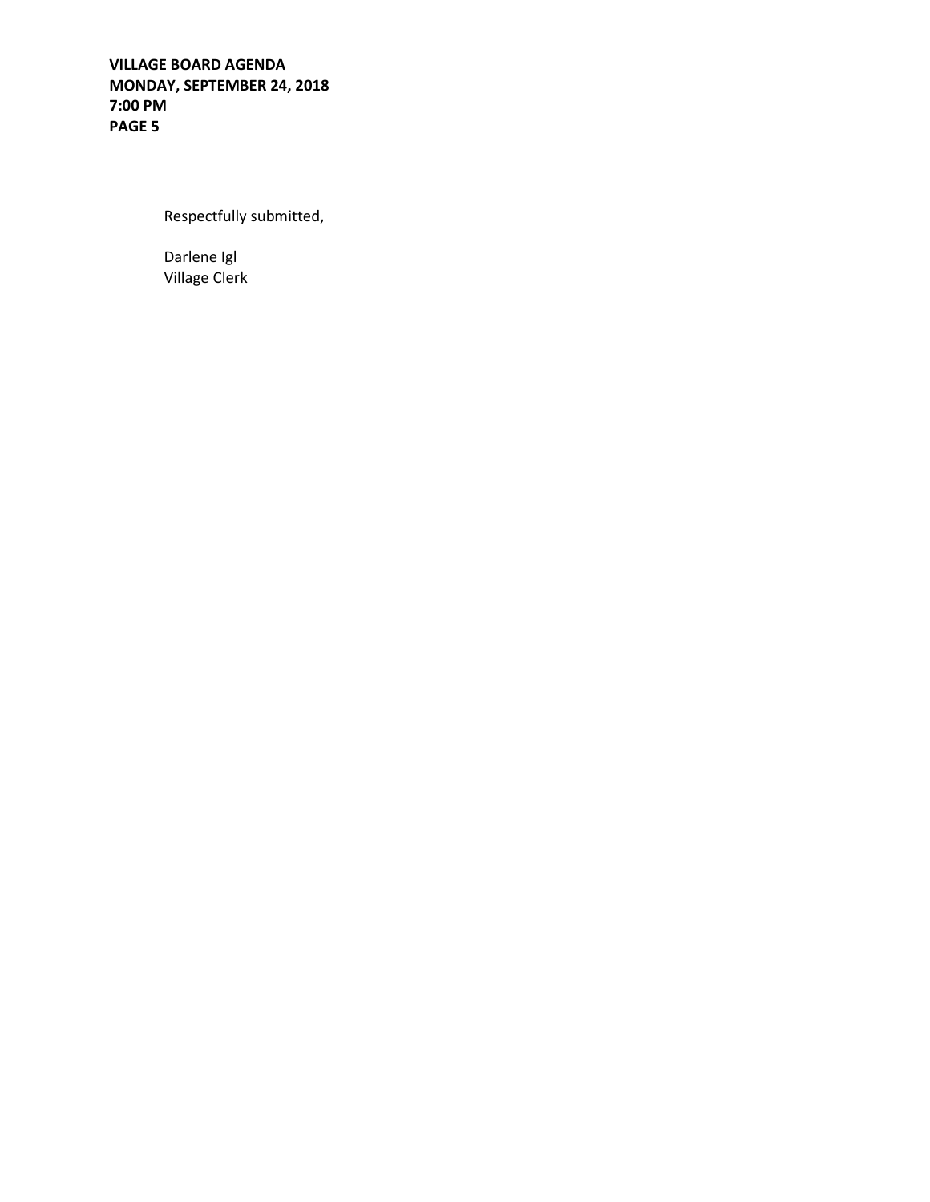Respectfully submitted,

Darlene Igl
Village Clerk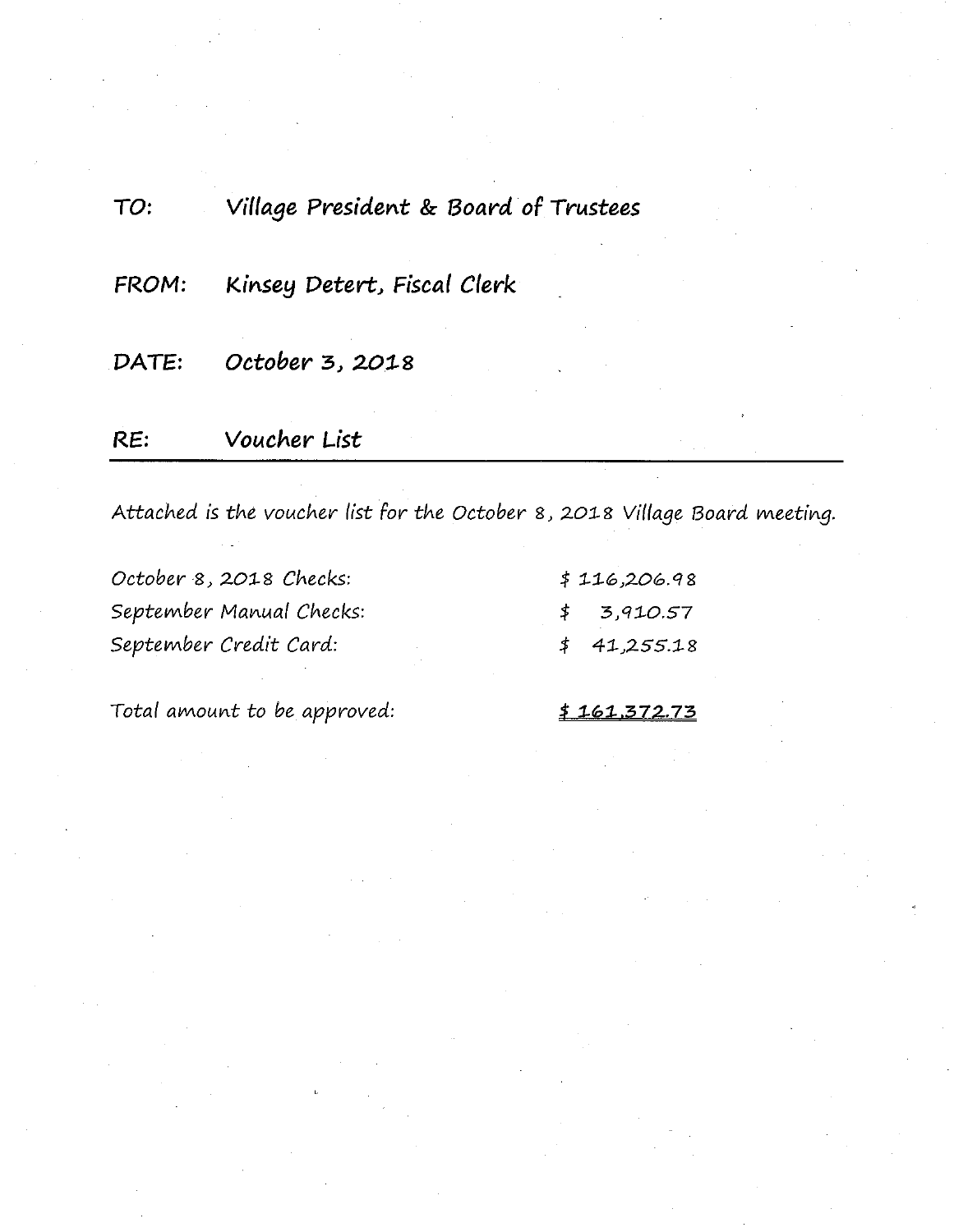TO: Village President & Board of Trustees

FROM: Kinsey Detert, Fiscal Clerk

DATE: October 3, 2018

RE: Voucher List

---

Attached is the voucher list for the October 8, 2018 Village Board meeting.

| | |
|---|---|
| October 8, 2018 Checks: | $ 116,206.98 |
| September Manual Checks: | $ 3,910.57 |
| September Credit Card: | $ 41,255.18 |
| | |
| Total amount to be approved: | **$ 161,372.73** |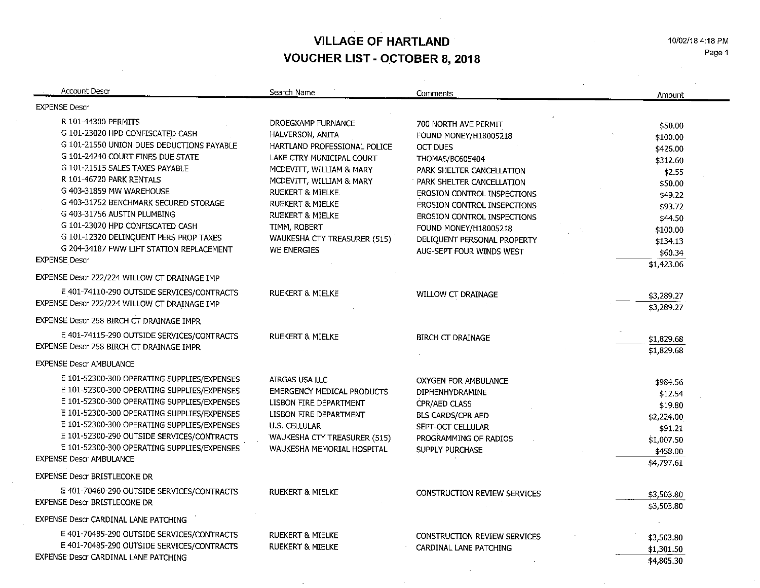# VILLAGE OF HARTLAND

## VOUCHER LIST - OCTOBER 8, 2018

10/02/18 4:18 PM

| Account Descr | Search Name | Comments | Amount |
|---|---|---|---|
| EXPENSE Descr | | | |
| R 101-44300 PERMITS | DROEGKAMP FURNANCE | 700 NORTH AVE PERMIT | $50.00 |
| G 101-23020 HPD CONFISCATED CASH | HALVERSON, ANITA | FOUND MONEY/H18005218 | $100.00 |
| G 101-21550 UNION DUES DEDUCTIONS PAYABLE | HARTLAND PROFESSIONAL POLICE | OCT DUES | $426.00 |
| G 101-24240 COURT FINES DUE STATE | LAKE CTRY MUNICIPAL COURT | THOMAS/BC605404 | $312.60 |
| G 101-21515 SALES TAXES PAYABLE | MCDEVITT, WILLIAM & MARY | PARK SHELTER CANCELLATION | $2.55 |
| R 101-46720 PARK RENTALS | MCDEVITT, WILLIAM & MARY | PARK SHELTER CANCELLATION | $50.00 |
| G 403-31859 MW WAREHOUSE | RUEKERT & MIELKE | EROSION CONTROL INSPECTIONS | $49.22 |
| G 403-31752 BENCHMARK SECURED STORAGE | RUEKERT & MIELKE | EROSION CONTROL INSEPCTIONS | $93.72 |
| G 403-31756 AUSTIN PLUMBING | RUEKERT & MIELKE | EROSION CONTROL INSPECTIONS | $44.50 |
| G 101-23020 HPD CONFISCATED CASH | TIMM, ROBERT | FOUND MONEY/H18005218 | $100.00 |
| G 101-12320 DELINQUENT PERS PROP TAXES | WAUKESHA CTY TREASURER (515) | DELIQUENT PERSONAL PROPERTY | $134.13 |
| G 204-34187 FWW LIFT STATION REPLACEMENT | WE ENERGIES | AUG-SEPT FOUR WINDS WEST | $60.34 |
| EXPENSE Descr | | | $1,423.06 |
| EXPENSE Descr 222/224 WILLOW CT DRAINAGE IMP | | | |
| E 401-74110-290 OUTSIDE SERVICES/CONTRACTS | RUEKERT & MIELKE | WILLOW CT DRAINAGE | $3,289.27 |
| EXPENSE Descr 222/224 WILLOW CT DRAINAGE IMP | | | $3,289.27 |
| EXPENSE Descr 258 BIRCH CT DRAINAGE IMPR | | | |
| E 401-74115-290 OUTSIDE SERVICES/CONTRACTS | RUEKERT & MIELKE | BIRCH CT DRAINAGE | $1,829.68 |
| EXPENSE Descr 258 BIRCH CT DRAINAGE IMPR | | | $1,829.68 |
| EXPENSE Descr AMBULANCE | | | |
| E 101-52300-300 OPERATING SUPPLIES/EXPENSES | AIRGAS USA LLC | OXYGEN FOR AMBULANCE | $984.56 |
| E 101-52300-300 OPERATING SUPPLIES/EXPENSES | EMERGENCY MEDICAL PRODUCTS | DIPHENHYDRAMINE | $12.54 |
| E 101-52300-300 OPERATING SUPPLIES/EXPENSES | LISBON FIRE DEPARTMENT | CPR/AED CLASS | $19.80 |
| E 101-52300-300 OPERATING SUPPLIES/EXPENSES | LISBON FIRE DEPARTMENT | BLS CARDS/CPR AED | $2,224.00 |
| E 101-52300-300 OPERATING SUPPLIES/EXPENSES | U.S. CELLULAR | SEPT-OCT CELLULAR | $91.21 |
| E 101-52300-290 OUTSIDE SERVICES/CONTRACTS | WAUKESHA CTY TREASURER (515) | PROGRAMMING OF RADIOS | $1,007.50 |
| E 101-52300-300 OPERATING SUPPLIES/EXPENSES | WAUKESHA MEMORIAL HOSPITAL | SUPPLY PURCHASE | $458.00 |
| EXPENSE Descr AMBULANCE | | | $4,797.61 |
| EXPENSE Descr BRISTLECONE DR | | | |
| E 401-70460-290 OUTSIDE SERVICES/CONTRACTS | RUEKERT & MIELKE | CONSTRUCTION REVIEW SERVICES | $3,503.80 |
| EXPENSE Descr BRISTLECONE DR | | | $3,503.80 |
| EXPENSE Descr CARDINAL LANE PATCHING | | | |
| E 401-70485-290 OUTSIDE SERVICES/CONTRACTS | RUEKERT & MIELKE | CONSTRUCTION REVIEW SERVICES | $3,503.80 |
| E 401-70485-290 OUTSIDE SERVICES/CONTRACTS | RUEKERT & MIELKE | CARDINAL LANE PATCHING | $1,301.50 |
| EXPENSE Descr CARDINAL LANE PATCHING | | | $4,805.30 |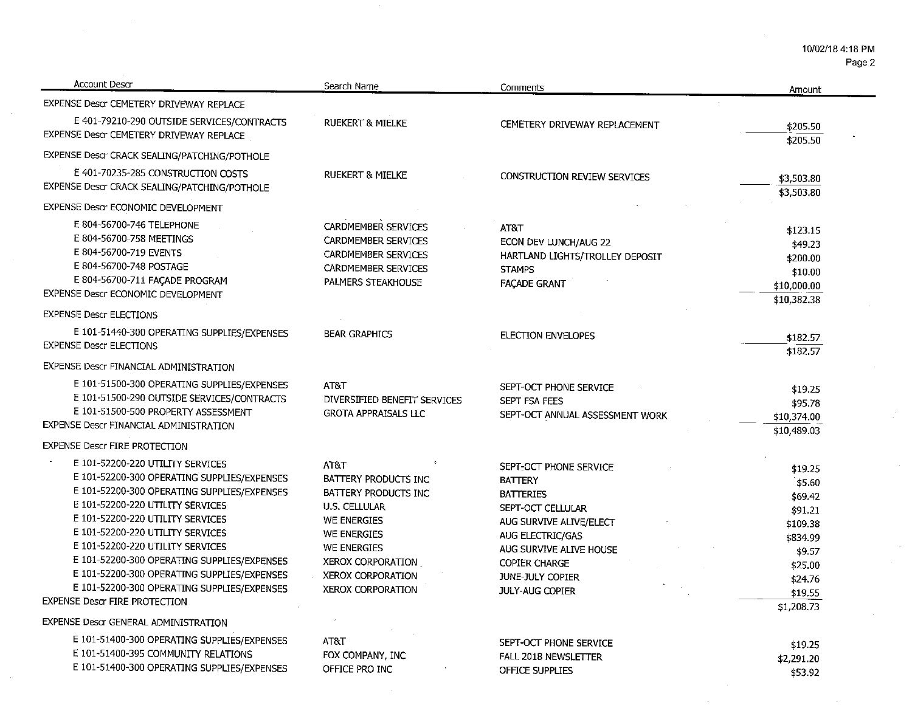| Account Descr | Search Name | Comments | Amount |
|---|---|---|---|
| EXPENSE Descr CEMETERY DRIVEWAY REPLACE | | | |
| E 401-79210-290 OUTSIDE SERVICES/CONTRACTS | RUEKERT & MIELKE | CEMETERY DRIVEWAY REPLACEMENT | $205.50 |
| EXPENSE Descr CEMETERY DRIVEWAY REPLACE | | | $205.50 |
| EXPENSE Descr CRACK SEALING/PATCHING/POTHOLE | | | |
| E 401-70235-285 CONSTRUCTION COSTS | RUEKERT & MIELKE | CONSTRUCTION REVIEW SERVICES | $3,503.80 |
| EXPENSE Descr CRACK SEALING/PATCHING/POTHOLE | | | $3,503.80 |
| EXPENSE Descr ECONOMIC DEVELOPMENT | | | |
| E 804-56700-746 TELEPHONE | CARDMEMBER SERVICES | AT&T | $123.15 |
| E 804-56700-758 MEETINGS | CARDMEMBER SERVICES | ECON DEV LUNCH/AUG 22 | $49.23 |
| E 804-56700-719 EVENTS | CARDMEMBER SERVICES | HARTLAND LIGHTS/TROLLEY DEPOSIT | $200.00 |
| E 804-56700-748 POSTAGE | CARDMEMBER SERVICES | STAMPS | $10.00 |
| E 804-56700-711 FAÇADE PROGRAM | PALMERS STEAKHOUSE | FAÇADE GRANT | $10,000.00 |
| EXPENSE Descr ECONOMIC DEVELOPMENT | | | $10,382.38 |
| EXPENSE Descr ELECTIONS | | | |
| E 101-51440-300 OPERATING SUPPLIES/EXPENSES | BEAR GRAPHICS | ELECTION ENVELOPES | $182.57 |
| EXPENSE Descr ELECTIONS | | | $182.57 |
| EXPENSE Descr FINANCIAL ADMINISTRATION | | | |
| E 101-51500-300 OPERATING SUPPLIES/EXPENSES | AT&T | SEPT-OCT PHONE SERVICE | $19.25 |
| E 101-51500-290 OUTSIDE SERVICES/CONTRACTS | DIVERSIFIED BENEFIT SERVICES | SEPT FSA FEES | $95.78 |
| E 101-51500-500 PROPERTY ASSESSMENT | GROTA APPRAISALS LLC | SEPT-OCT ANNUAL ASSESSMENT WORK | $10,374.00 |
| EXPENSE Descr FINANCIAL ADMINISTRATION | | | $10,489.03 |
| EXPENSE Descr FIRE PROTECTION | | | |
| E 101-52200-220 UTILITY SERVICES | AT&T | SEPT-OCT PHONE SERVICE | $19.25 |
| E 101-52200-300 OPERATING SUPPLIES/EXPENSES | BATTERY PRODUCTS INC | BATTERY | $5.60 |
| E 101-52200-300 OPERATING SUPPLIES/EXPENSES | BATTERY PRODUCTS INC | BATTERIES | $69.42 |
| E 101-52200-220 UTILITY SERVICES | U.S. CELLULAR | SEPT-OCT CELLULAR | $91.21 |
| E 101-52200-220 UTILITY SERVICES | WE ENERGIES | AUG SURVIVE ALIVE/ELECT | $109.38 |
| E 101-52200-220 UTILITY SERVICES | WE ENERGIES | AUG ELECTRIC/GAS | $834.99 |
| E 101-52200-220 UTILITY SERVICES | WE ENERGIES | AUG SURVIVE ALIVE HOUSE | $9.57 |
| E 101-52200-300 OPERATING SUPPLIES/EXPENSES | XEROX CORPORATION | COPIER CHARGE | $25.00 |
| E 101-52200-300 OPERATING SUPPLIES/EXPENSES | XEROX CORPORATION | JUNE-JULY COPIER | $24.76 |
| E 101-52200-300 OPERATING SUPPLIES/EXPENSES | XEROX CORPORATION | JULY-AUG COPIER | $19.55 |
| EXPENSE Descr FIRE PROTECTION | | | $1,208.73 |
| EXPENSE Descr GENERAL ADMINISTRATION | | | |
| E 101-51400-300 OPERATING SUPPLIES/EXPENSES | AT&T | SEPT-OCT PHONE SERVICE | $19.25 |
| E 101-51400-395 COMMUNITY RELATIONS | FOX COMPANY, INC | FALL 2018 NEWSLETTER | $2,291.20 |
| E 101-51400-300 OPERATING SUPPLIES/EXPENSES | OFFICE PRO INC | OFFICE SUPPLIES | $53.92 |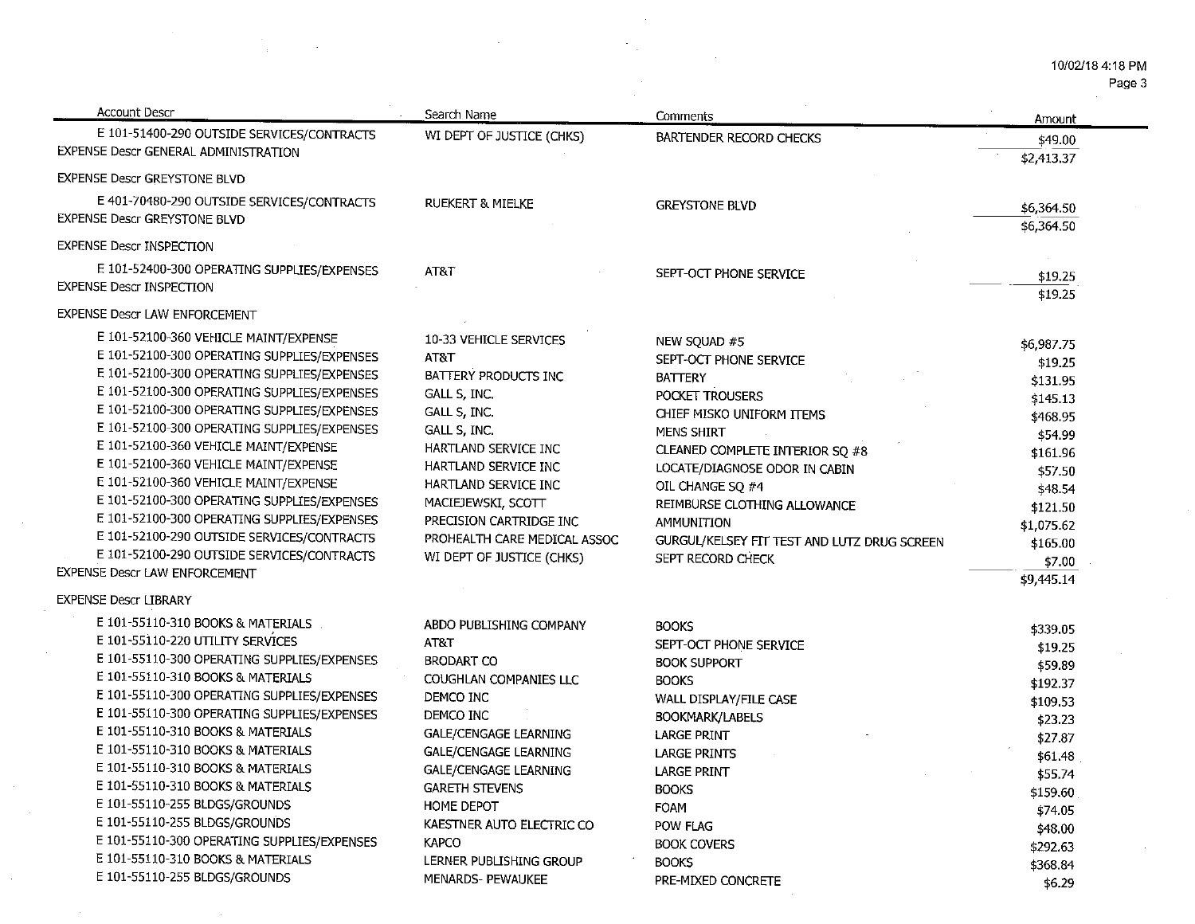| Account Descr | Search Name | Comments | Amount |
|---|---|---|---|
| E 101-51400-290 OUTSIDE SERVICES/CONTRACTS | WI DEPT OF JUSTICE (CHKS) | BARTENDER RECORD CHECKS | $49.00 |
| EXPENSE Descr GENERAL ADMINISTRATION | | | $2,413.37 |
| EXPENSE Descr GREYSTONE BLVD | | | |
| E 401-70480-290 OUTSIDE SERVICES/CONTRACTS | RUEKERT & MIELKE | GREYSTONE BLVD | $6,364.50 |
| EXPENSE Descr GREYSTONE BLVD | | | $6,364.50 |
| EXPENSE Descr INSPECTION | | | |
| E 101-52400-300 OPERATING SUPPLIES/EXPENSES | AT&T | SEPT-OCT PHONE SERVICE | $19.25 |
| EXPENSE Descr INSPECTION | | | $19.25 |
| EXPENSE Descr LAW ENFORCEMENT | | | |
| E 101-52100-360 VEHICLE MAINT/EXPENSE | 10-33 VEHICLE SERVICES | NEW SQUAD #5 | $6,987.75 |
| E 101-52100-300 OPERATING SUPPLIES/EXPENSES | AT&T | SEPT-OCT PHONE SERVICE | $19.25 |
| E 101-52100-300 OPERATING SUPPLIES/EXPENSES | BATTERY PRODUCTS INC | BATTERY | $131.95 |
| E 101-52100-300 OPERATING SUPPLIES/EXPENSES | GALL S, INC. | POCKET TROUSERS | $145.13 |
| E 101-52100-300 OPERATING SUPPLIES/EXPENSES | GALL S, INC. | CHIEF MISKO UNIFORM ITEMS | $468.95 |
| E 101-52100-300 OPERATING SUPPLIES/EXPENSES | GALL S, INC. | MENS SHIRT | $54.99 |
| E 101-52100-360 VEHICLE MAINT/EXPENSE | HARTLAND SERVICE INC | CLEANED COMPLETE INTERIOR SQ #8 | $161.96 |
| E 101-52100-360 VEHICLE MAINT/EXPENSE | HARTLAND SERVICE INC | LOCATE/DIAGNOSE ODOR IN CABIN | $57.50 |
| E 101-52100-360 VEHICLE MAINT/EXPENSE | HARTLAND SERVICE INC | OIL CHANGE SQ #4 | $48.54 |
| E 101-52100-300 OPERATING SUPPLIES/EXPENSES | MACIEJEWSKI, SCOTT | REIMBURSE CLOTHING ALLOWANCE | $121.50 |
| E 101-52100-300 OPERATING SUPPLIES/EXPENSES | PRECISION CARTRIDGE INC | AMMUNITION | $1,075.62 |
| E 101-52100-290 OUTSIDE SERVICES/CONTRACTS | PROHEALTH CARE MEDICAL ASSOC | GURGUL/KELSEY FIT TEST AND LUTZ DRUG SCREEN | $165.00 |
| E 101-52100-290 OUTSIDE SERVICES/CONTRACTS | WI DEPT OF JUSTICE (CHKS) | SEPT RECORD CHECK | $7.00 |
| EXPENSE Descr LAW ENFORCEMENT | | | $9,445.14 |
| EXPENSE Descr LIBRARY | | | |
| E 101-55110-310 BOOKS & MATERIALS | ABDO PUBLISHING COMPANY | BOOKS | $339.05 |
| E 101-55110-220 UTILITY SERVICES | AT&T | SEPT-OCT PHONE SERVICE | $19.25 |
| E 101-55110-300 OPERATING SUPPLIES/EXPENSES | BRODART CO | BOOK SUPPORT | $59.89 |
| E 101-55110-310 BOOKS & MATERIALS | COUGHLAN COMPANIES LLC | BOOKS | $192.37 |
| E 101-55110-300 OPERATING SUPPLIES/EXPENSES | DEMCO INC | WALL DISPLAY/FILE CASE | $109.53 |
| E 101-55110-300 OPERATING SUPPLIES/EXPENSES | DEMCO INC | BOOKMARK/LABELS | $23.23 |
| E 101-55110-310 BOOKS & MATERIALS | GALE/CENGAGE LEARNING | LARGE PRINT | $27.87 |
| E 101-55110-310 BOOKS & MATERIALS | GALE/CENGAGE LEARNING | LARGE PRINTS | $61.48 |
| E 101-55110-310 BOOKS & MATERIALS | GALE/CENGAGE LEARNING | LARGE PRINT | $55.74 |
| E 101-55110-310 BOOKS & MATERIALS | GARETH STEVENS | BOOKS | $159.60 |
| E 101-55110-255 BLDGS/GROUNDS | HOME DEPOT | FOAM | $74.05 |
| E 101-55110-255 BLDGS/GROUNDS | KAESTNER AUTO ELECTRIC CO | POW FLAG | $48.00 |
| E 101-55110-300 OPERATING SUPPLIES/EXPENSES | KAPCO | BOOK COVERS | $292.63 |
| E 101-55110-310 BOOKS & MATERIALS | LERNER PUBLISHING GROUP | BOOKS | $368.84 |
| E 101-55110-255 BLDGS/GROUNDS | MENARDS- PEWAUKEE | PRE-MIXED CONCRETE | $6.29 |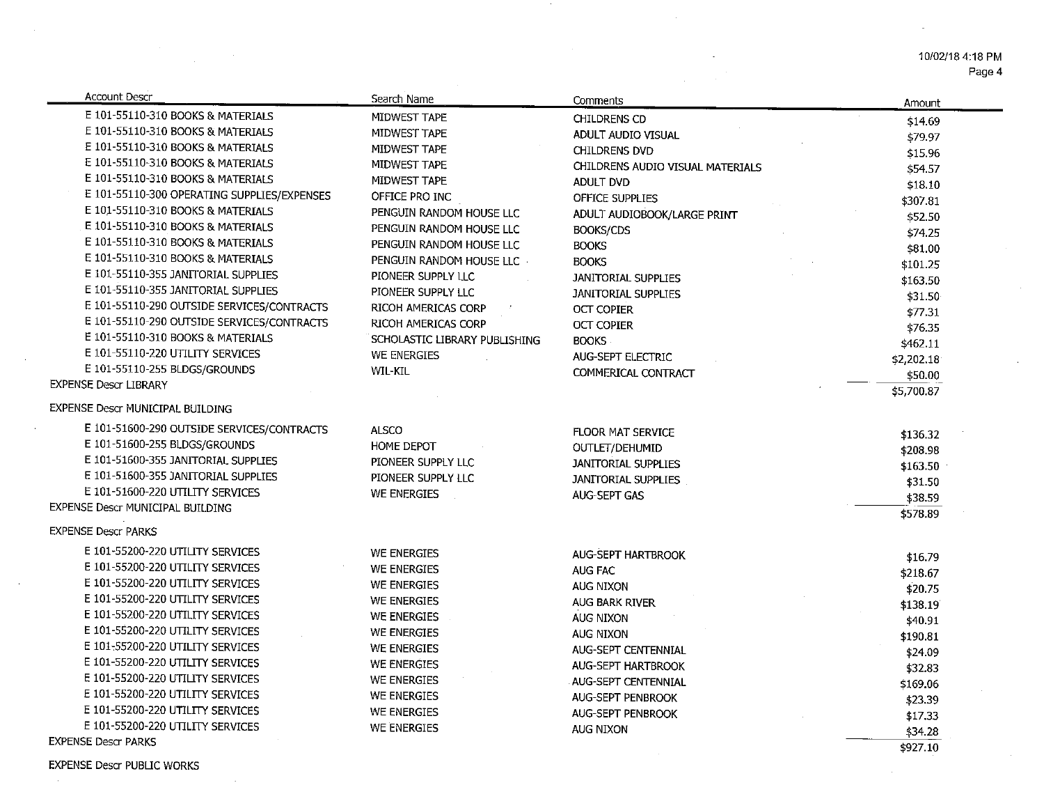| Account Descr | Search Name | Comments | Amount |
|---|---|---|---|
| E 101-55110-310 BOOKS & MATERIALS | MIDWEST TAPE | CHILDRENS CD | $14.69 |
| E 101-55110-310 BOOKS & MATERIALS | MIDWEST TAPE | ADULT AUDIO VISUAL | $79.97 |
| E 101-55110-310 BOOKS & MATERIALS | MIDWEST TAPE | CHILDRENS DVD | $15.96 |
| E 101-55110-310 BOOKS & MATERIALS | MIDWEST TAPE | CHILDRENS AUDIO VISUAL MATERIALS | $54.57 |
| E 101-55110-310 BOOKS & MATERIALS | MIDWEST TAPE | ADULT DVD | $18.10 |
| E 101-55110-300 OPERATING SUPPLIES/EXPENSES | OFFICE PRO INC | OFFICE SUPPLIES | $307.81 |
| E 101-55110-310 BOOKS & MATERIALS | PENGUIN RANDOM HOUSE LLC | ADULT AUDIOBOOK/LARGE PRINT | $52.50 |
| E 101-55110-310 BOOKS & MATERIALS | PENGUIN RANDOM HOUSE LLC | BOOKS/CDS | $74.25 |
| E 101-55110-310 BOOKS & MATERIALS | PENGUIN RANDOM HOUSE LLC | BOOKS | $81.00 |
| E 101-55110-310 BOOKS & MATERIALS | PENGUIN RANDOM HOUSE LLC | BOOKS | $101.25 |
| E 101-55110-355 JANITORIAL SUPPLIES | PIONEER SUPPLY LLC | JANITORIAL SUPPLIES | $163.50 |
| E 101-55110-355 JANITORIAL SUPPLIES | PIONEER SUPPLY LLC | JANITORIAL SUPPLIES | $31.50 |
| E 101-55110-290 OUTSIDE SERVICES/CONTRACTS | RICOH AMERICAS CORP | OCT COPIER | $77.31 |
| E 101-55110-290 OUTSIDE SERVICES/CONTRACTS | RICOH AMERICAS CORP | OCT COPIER | $76.35 |
| E 101-55110-310 BOOKS & MATERIALS | SCHOLASTIC LIBRARY PUBLISHING | BOOKS | $462.11 |
| E 101-55110-220 UTILITY SERVICES | WE ENERGIES | AUG-SEPT ELECTRIC | $2,202.18 |
| E 101-55110-255 BLDGS/GROUNDS | WIL-KIL | COMMERICAL CONTRACT | $50.00 |
| EXPENSE Descr LIBRARY | | | $5,700.87 |
| EXPENSE Descr MUNICIPAL BUILDING | | | |
| E 101-51600-290 OUTSIDE SERVICES/CONTRACTS | ALSCO | FLOOR MAT SERVICE | $136.32 |
| E 101-51600-255 BLDGS/GROUNDS | HOME DEPOT | OUTLET/DEHUMID | $208.98 |
| E 101-51600-355 JANITORIAL SUPPLIES | PIONEER SUPPLY LLC | JANITORIAL SUPPLIES | $163.50 |
| E 101-51600-355 JANITORIAL SUPPLIES | PIONEER SUPPLY LLC | JANITORIAL SUPPLIES | $31.50 |
| E 101-51600-220 UTILITY SERVICES | WE ENERGIES | AUG-SEPT GAS | $38.59 |
| EXPENSE Descr MUNICIPAL BUILDING | | | $578.89 |
| EXPENSE Descr PARKS | | | |
| E 101-55200-220 UTILITY SERVICES | WE ENERGIES | AUG-SEPT HARTBROOK | $16.79 |
| E 101-55200-220 UTILITY SERVICES | WE ENERGIES | AUG FAC | $218.67 |
| E 101-55200-220 UTILITY SERVICES | WE ENERGIES | AUG NIXON | $20.75 |
| E 101-55200-220 UTILITY SERVICES | WE ENERGIES | AUG BARK RIVER | $138.19 |
| E 101-55200-220 UTILITY SERVICES | WE ENERGIES | AUG NIXON | $40.91 |
| E 101-55200-220 UTILITY SERVICES | WE ENERGIES | AUG NIXON | $190.81 |
| E 101-55200-220 UTILITY SERVICES | WE ENERGIES | AUG-SEPT CENTENNIAL | $24.09 |
| E 101-55200-220 UTILITY SERVICES | WE ENERGIES | AUG-SEPT HARTBROOK | $32.83 |
| E 101-55200-220 UTILITY SERVICES | WE ENERGIES | AUG-SEPT CENTENNIAL | $169.06 |
| E 101-55200-220 UTILITY SERVICES | WE ENERGIES | AUG-SEPT PENBROOK | $23.39 |
| E 101-55200-220 UTILITY SERVICES | WE ENERGIES | AUG-SEPT PENBROOK | $17.33 |
| E 101-55200-220 UTILITY SERVICES | WE ENERGIES | AUG NIXON | $34.28 |
| EXPENSE Descr PARKS | | | $927.10 |

EXPENSE Descr PUBLIC WORKS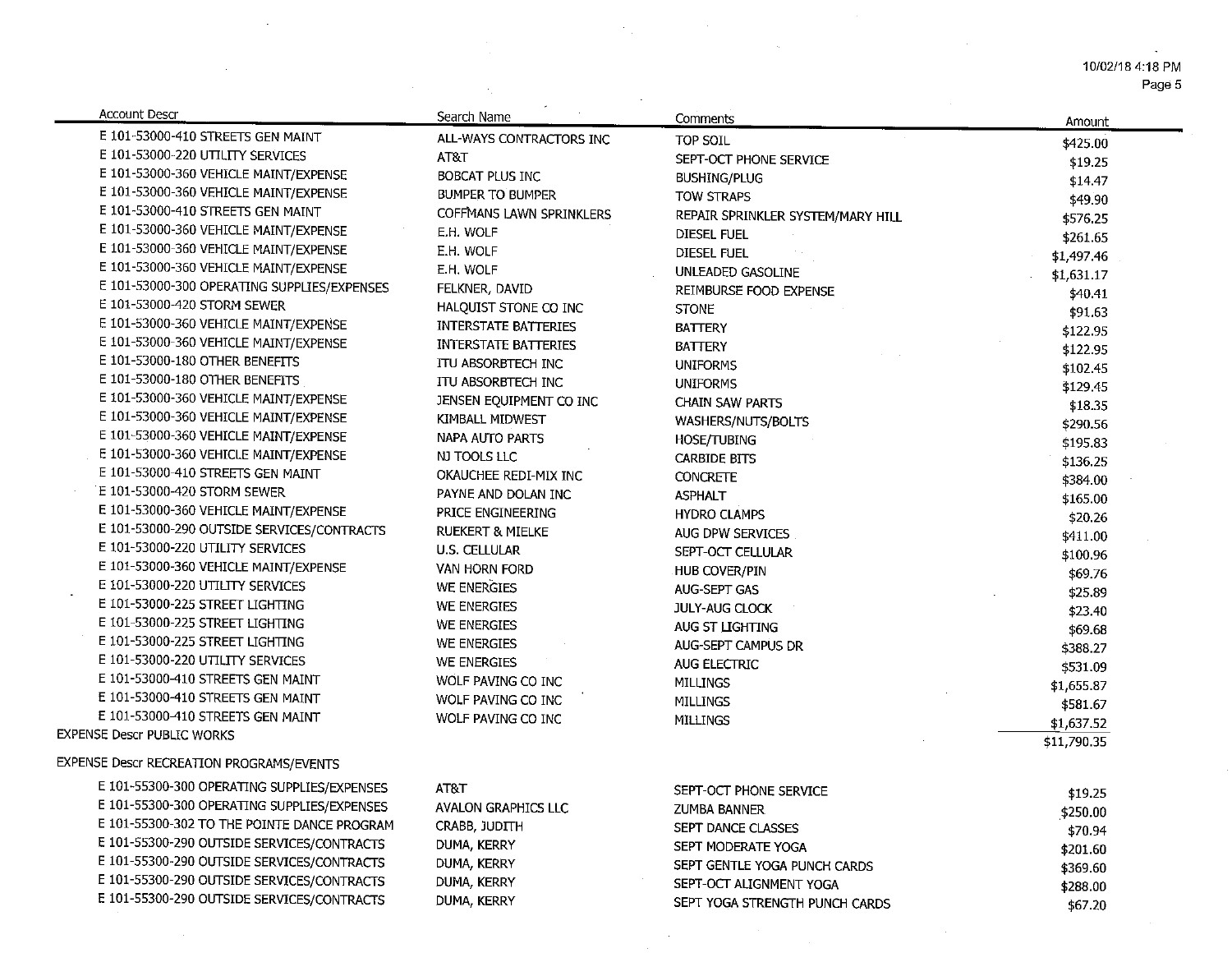| Account Descr | Search Name | Comments | Amount |
|---|---|---|---|
| E 101-53000-410 STREETS GEN MAINT | ALL-WAYS CONTRACTORS INC | TOP SOIL | $425.00 |
| E 101-53000-220 UTILITY SERVICES | AT&T | SEPT-OCT PHONE SERVICE | $19.25 |
| E 101-53000-360 VEHICLE MAINT/EXPENSE | BOBCAT PLUS INC | BUSHING/PLUG | $14.47 |
| E 101-53000-360 VEHICLE MAINT/EXPENSE | BUMPER TO BUMPER | TOW STRAPS | $49.90 |
| E 101-53000-410 STREETS GEN MAINT | COFFMANS LAWN SPRINKLERS | REPAIR SPRINKLER SYSTEM/MARY HILL | $576.25 |
| E 101-53000-360 VEHICLE MAINT/EXPENSE | E.H. WOLF | DIESEL FUEL | $261.65 |
| E 101-53000-360 VEHICLE MAINT/EXPENSE | E.H. WOLF | DIESEL FUEL | $1,497.46 |
| E 101-53000-360 VEHICLE MAINT/EXPENSE | E.H. WOLF | UNLEADED GASOLINE | $1,631.17 |
| E 101-53000-300 OPERATING SUPPLIES/EXPENSES | FELKNER, DAVID | REIMBURSE FOOD EXPENSE | $40.41 |
| E 101-53000-420 STORM SEWER | HALQUIST STONE CO INC | STONE | $91.63 |
| E 101-53000-360 VEHICLE MAINT/EXPENSE | INTERSTATE BATTERIES | BATTERY | $122.95 |
| E 101-53000-360 VEHICLE MAINT/EXPENSE | INTERSTATE BATTERIES | BATTERY | $122.95 |
| E 101-53000-180 OTHER BENEFITS | ITU ABSORBTECH INC | UNIFORMS | $102.45 |
| E 101-53000-180 OTHER BENEFITS | ITU ABSORBTECH INC | UNIFORMS | $129.45 |
| E 101-53000-360 VEHICLE MAINT/EXPENSE | JENSEN EQUIPMENT CO INC | CHAIN SAW PARTS | $18.35 |
| E 101-53000-360 VEHICLE MAINT/EXPENSE | KIMBALL MIDWEST | WASHERS/NUTS/BOLTS | $290.56 |
| E 101-53000-360 VEHICLE MAINT/EXPENSE | NAPA AUTO PARTS | HOSE/TUBING | $195.83 |
| E 101-53000-360 VEHICLE MAINT/EXPENSE | NJ TOOLS LLC | CARBIDE BITS | $136.25 |
| E 101-53000-410 STREETS GEN MAINT | OKAUCHEE REDI-MIX INC | CONCRETE | $384.00 |
| E 101-53000-420 STORM SEWER | PAYNE AND DOLAN INC | ASPHALT | $165.00 |
| E 101-53000-360 VEHICLE MAINT/EXPENSE | PRICE ENGINEERING | HYDRO CLAMPS | $20.26 |
| E 101-53000-290 OUTSIDE SERVICES/CONTRACTS | RUEKERT & MIELKE | AUG DPW SERVICES | $411.00 |
| E 101-53000-220 UTILITY SERVICES | U.S. CELLULAR | SEPT-OCT CELLULAR | $100.96 |
| E 101-53000-360 VEHICLE MAINT/EXPENSE | VAN HORN FORD | HUB COVER/PIN | $69.76 |
| E 101-53000-220 UTILITY SERVICES | WE ENERGIES | AUG-SEPT GAS | $25.89 |
| E 101-53000-225 STREET LIGHTING | WE ENERGIES | JULY-AUG CLOCK | $23.40 |
| E 101-53000-225 STREET LIGHTING | WE ENERGIES | AUG ST LIGHTING | $69.68 |
| E 101-53000-225 STREET LIGHTING | WE ENERGIES | AUG-SEPT CAMPUS DR | $388.27 |
| E 101-53000-220 UTILITY SERVICES | WE ENERGIES | AUG ELECTRIC | $531.09 |
| E 101-53000-410 STREETS GEN MAINT | WOLF PAVING CO INC | MILLINGS | $1,655.87 |
| E 101-53000-410 STREETS GEN MAINT | WOLF PAVING CO INC | MILLINGS | $581.67 |
| E 101-53000-410 STREETS GEN MAINT | WOLF PAVING CO INC | MILLINGS | $1,637.52 |
| EXPENSE Descr PUBLIC WORKS | | | $11,790.35 |

EXPENSE Descr RECREATION PROGRAMS/EVENTS

| Account Descr | Search Name | Comments | Amount |
|---|---|---|---|
| E 101-55300-300 OPERATING SUPPLIES/EXPENSES | AT&T | SEPT-OCT PHONE SERVICE | $19.25 |
| E 101-55300-300 OPERATING SUPPLIES/EXPENSES | AVALON GRAPHICS LLC | ZUMBA BANNER | $250.00 |
| E 101-55300-302 TO THE POINTE DANCE PROGRAM | CRABB, JUDITH | SEPT DANCE CLASSES | $70.94 |
| E 101-55300-290 OUTSIDE SERVICES/CONTRACTS | DUMA, KERRY | SEPT MODERATE YOGA | $201.60 |
| E 101-55300-290 OUTSIDE SERVICES/CONTRACTS | DUMA, KERRY | SEPT GENTLE YOGA PUNCH CARDS | $369.60 |
| E 101-55300-290 OUTSIDE SERVICES/CONTRACTS | DUMA, KERRY | SEPT-OCT ALIGNMENT YOGA | $288.00 |
| E 101-55300-290 OUTSIDE SERVICES/CONTRACTS | DUMA, KERRY | SEPT YOGA STRENGTH PUNCH CARDS | $67.20 |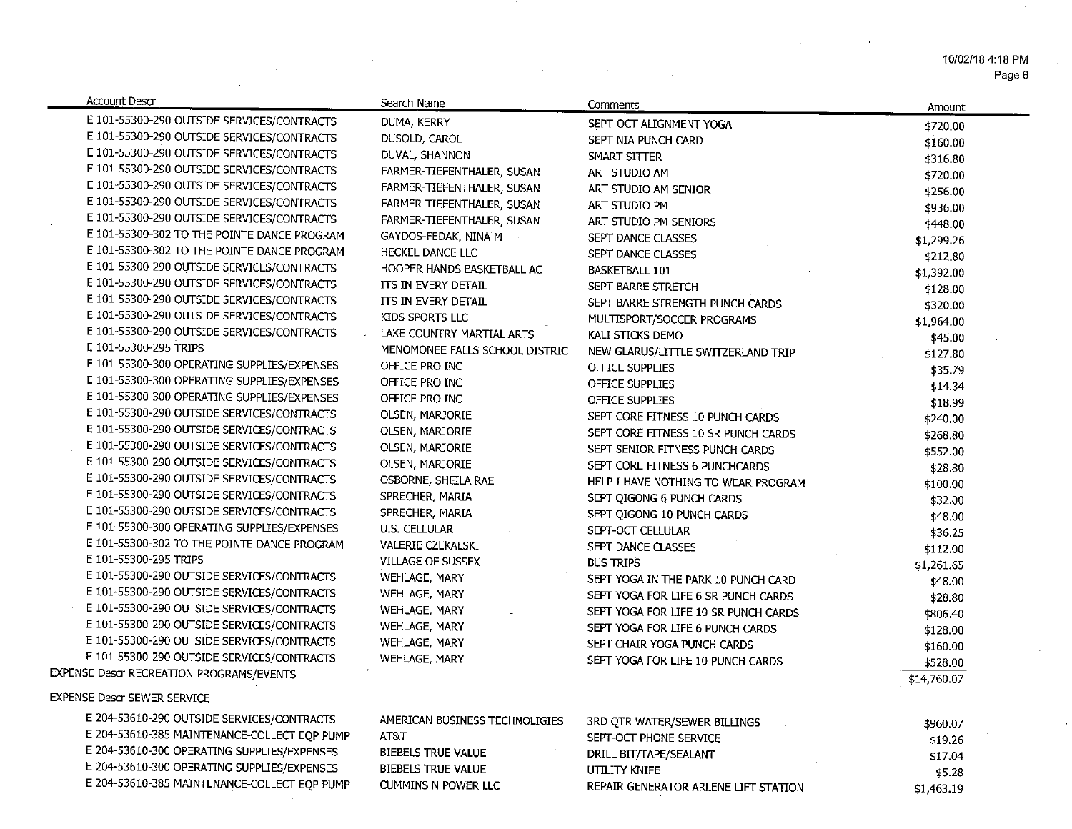| Account Descr | Search Name | Comments | Amount |
|---|---|---|---|
| E 101-55300-290 OUTSIDE SERVICES/CONTRACTS | DUMA, KERRY | SEPT-OCT ALIGNMENT YOGA | $720.00 |
| E 101-55300-290 OUTSIDE SERVICES/CONTRACTS | DUSOLD, CAROL | SEPT NIA PUNCH CARD | $160.00 |
| E 101-55300-290 OUTSIDE SERVICES/CONTRACTS | DUVAL, SHANNON | SMART SITTER | $316.80 |
| E 101-55300-290 OUTSIDE SERVICES/CONTRACTS | FARMER-TIEFENTHALER, SUSAN | ART STUDIO AM | $720.00 |
| E 101-55300-290 OUTSIDE SERVICES/CONTRACTS | FARMER-TIEFENTHALER, SUSAN | ART STUDIO AM SENIOR | $256.00 |
| E 101-55300-290 OUTSIDE SERVICES/CONTRACTS | FARMER-TIEFENTHALER, SUSAN | ART STUDIO PM | $936.00 |
| E 101-55300-290 OUTSIDE SERVICES/CONTRACTS | FARMER-TIEFENTHALER, SUSAN | ART STUDIO PM SENIORS | $448.00 |
| E 101-55300-302 TO THE POINTE DANCE PROGRAM | GAYDOS-FEDAK, NINA M | SEPT DANCE CLASSES | $1,299.26 |
| E 101-55300-302 TO THE POINTE DANCE PROGRAM | HECKEL DANCE LLC | SEPT DANCE CLASSES | $212.80 |
| E 101-55300-290 OUTSIDE SERVICES/CONTRACTS | HOOPER HANDS BASKETBALL AC | BASKETBALL 101 | $1,392.00 |
| E 101-55300-290 OUTSIDE SERVICES/CONTRACTS | ITS IN EVERY DETAIL | SEPT BARRE STRETCH | $128.00 |
| E 101-55300-290 OUTSIDE SERVICES/CONTRACTS | ITS IN EVERY DETAIL | SEPT BARRE STRENGTH PUNCH CARDS | $320.00 |
| E 101-55300-290 OUTSIDE SERVICES/CONTRACTS | KIDS SPORTS LLC | MULTISPORT/SOCCER PROGRAMS | $1,964.00 |
| E 101-55300-290 OUTSIDE SERVICES/CONTRACTS | LAKE COUNTRY MARTIAL ARTS | KALI STICKS DEMO | $45.00 |
| E 101-55300-295 TRIPS | MENOMONEE FALLS SCHOOL DISTRIC | NEW GLARUS/LITTLE SWITZERLAND TRIP | $127.80 |
| E 101-55300-300 OPERATING SUPPLIES/EXPENSES | OFFICE PRO INC | OFFICE SUPPLIES | $35.79 |
| E 101-55300-300 OPERATING SUPPLIES/EXPENSES | OFFICE PRO INC | OFFICE SUPPLIES | $14.34 |
| E 101-55300-300 OPERATING SUPPLIES/EXPENSES | OFFICE PRO INC | OFFICE SUPPLIES | $18.99 |
| E 101-55300-290 OUTSIDE SERVICES/CONTRACTS | OLSEN, MARJORIE | SEPT CORE FITNESS 10 PUNCH CARDS | $240.00 |
| E 101-55300-290 OUTSIDE SERVICES/CONTRACTS | OLSEN, MARJORIE | SEPT CORE FITNESS 10 SR PUNCH CARDS | $268.80 |
| E 101-55300-290 OUTSIDE SERVICES/CONTRACTS | OLSEN, MARJORIE | SEPT SENIOR FITNESS PUNCH CARDS | $552.00 |
| E 101-55300-290 OUTSIDE SERVICES/CONTRACTS | OLSEN, MARJORIE | SEPT CORE FITNESS 6 PUNCHCARDS | $28.80 |
| E 101-55300-290 OUTSIDE SERVICES/CONTRACTS | OSBORNE, SHEILA RAE | HELP I HAVE NOTHING TO WEAR PROGRAM | $100.00 |
| E 101-55300-290 OUTSIDE SERVICES/CONTRACTS | SPRECHER, MARIA | SEPT QIGONG 6 PUNCH CARDS | $32.00 |
| E 101-55300-290 OUTSIDE SERVICES/CONTRACTS | SPRECHER, MARIA | SEPT QIGONG 10 PUNCH CARDS | $48.00 |
| E 101-55300-300 OPERATING SUPPLIES/EXPENSES | U.S. CELLULAR | SEPT-OCT CELLULAR | $36.25 |
| E 101-55300-302 TO THE POINTE DANCE PROGRAM | VALERIE CZEKALSKI | SEPT DANCE CLASSES | $112.00 |
| E 101-55300-295 TRIPS | VILLAGE OF SUSSEX | BUS TRIPS | $1,261.65 |
| E 101-55300-290 OUTSIDE SERVICES/CONTRACTS | WEHLAGE, MARY | SEPT YOGA IN THE PARK 10 PUNCH CARD | $48.00 |
| E 101-55300-290 OUTSIDE SERVICES/CONTRACTS | WEHLAGE, MARY | SEPT YOGA FOR LIFE 6 SR PUNCH CARDS | $28.80 |
| E 101-55300-290 OUTSIDE SERVICES/CONTRACTS | WEHLAGE, MARY | SEPT YOGA FOR LIFE 10 SR PUNCH CARDS | $806.40 |
| E 101-55300-290 OUTSIDE SERVICES/CONTRACTS | WEHLAGE, MARY | SEPT YOGA FOR LIFE 6 PUNCH CARDS | $128.00 |
| E 101-55300-290 OUTSIDE SERVICES/CONTRACTS | WEHLAGE, MARY | SEPT CHAIR YOGA PUNCH CARDS | $160.00 |
| E 101-55300-290 OUTSIDE SERVICES/CONTRACTS | WEHLAGE, MARY | SEPT YOGA FOR LIFE 10 PUNCH CARDS | $528.00 |
| EXPENSE Descr RECREATION PROGRAMS/EVENTS | | | $14,760.07 |
| EXPENSE Descr SEWER SERVICE | | | |
| E 204-53610-290 OUTSIDE SERVICES/CONTRACTS | AMERICAN BUSINESS TECHNOLIGIES | 3RD QTR WATER/SEWER BILLINGS | $960.07 |
| E 204-53610-385 MAINTENANCE-COLLECT EQP PUMP | AT&T | SEPT-OCT PHONE SERVICE | $19.26 |
| E 204-53610-300 OPERATING SUPPLIES/EXPENSES | BIEBELS TRUE VALUE | DRILL BIT/TAPE/SEALANT | $17.04 |
| E 204-53610-300 OPERATING SUPPLIES/EXPENSES | BIEBELS TRUE VALUE | UTILITY KNIFE | $5.28 |
| E 204-53610-385 MAINTENANCE-COLLECT EQP PUMP | CUMMINS N POWER LLC | REPAIR GENERATOR ARLENE LIFT STATION | $1,463.19 |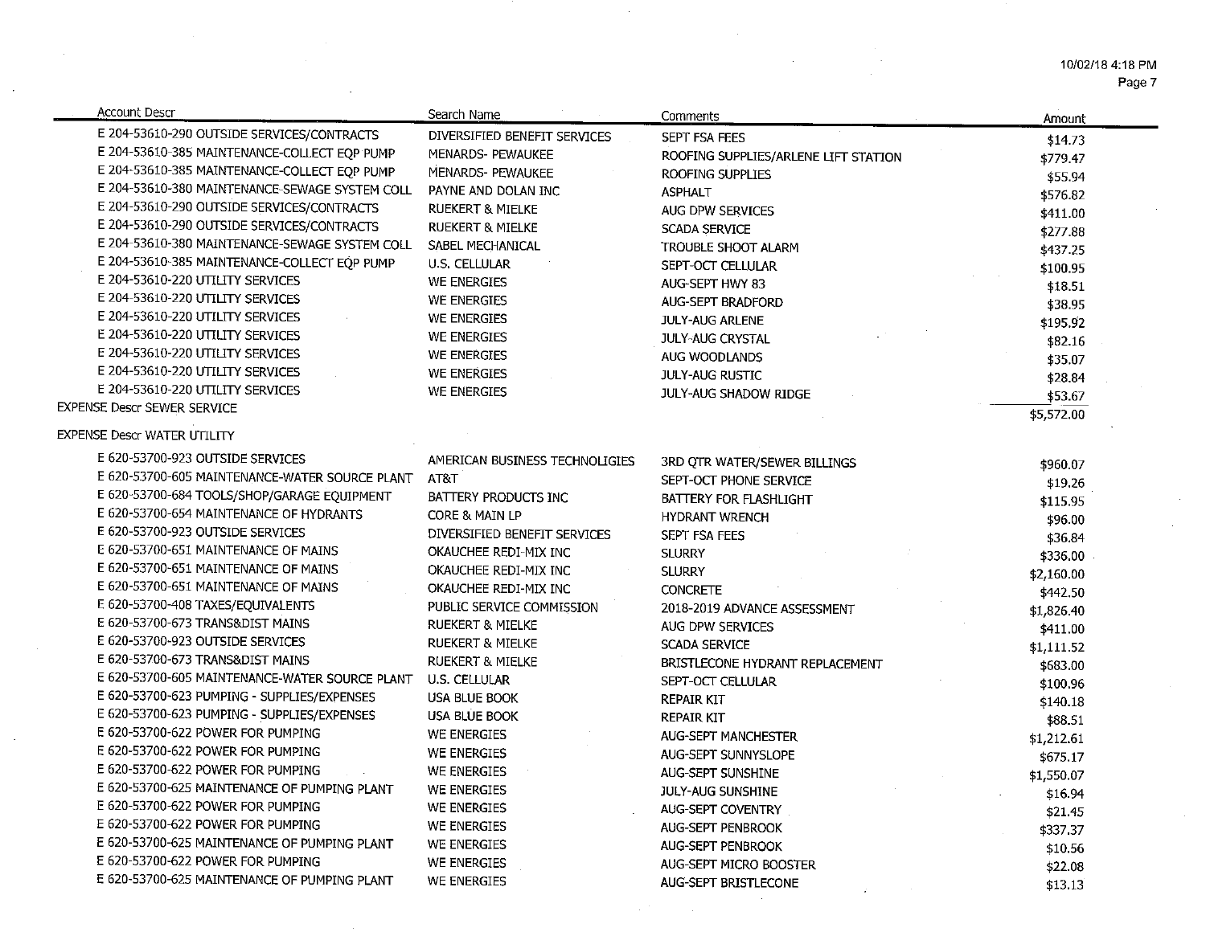| Account Descr | Search Name | Comments | Amount |
|---|---|---|---|
| E 204-53610-290 OUTSIDE SERVICES/CONTRACTS | DIVERSIFIED BENEFIT SERVICES | SEPT FSA FEES | $14.73 |
| E 204-53610-385 MAINTENANCE-COLLECT EQP PUMP | MENARDS- PEWAUKEE | ROOFING SUPPLIES/ARLENE LIFT STATION | $779.47 |
| E 204-53610-385 MAINTENANCE-COLLECT EQP PUMP | MENARDS- PEWAUKEE | ROOFING SUPPLIES | $55.94 |
| E 204-53610-380 MAINTENANCE-SEWAGE SYSTEM COLL | PAYNE AND DOLAN INC | ASPHALT | $576.82 |
| E 204-53610-290 OUTSIDE SERVICES/CONTRACTS | RUEKERT & MIELKE | AUG DPW SERVICES | $411.00 |
| E 204-53610-290 OUTSIDE SERVICES/CONTRACTS | RUEKERT & MIELKE | SCADA SERVICE | $277.88 |
| E 204-53610-380 MAINTENANCE-SEWAGE SYSTEM COLL | SABEL MECHANICAL | TROUBLE SHOOT ALARM | $437.25 |
| E 204-53610-385 MAINTENANCE-COLLECT EQP PUMP | U.S. CELLULAR | SEPT-OCT CELLULAR | $100.95 |
| E 204-53610-220 UTILITY SERVICES | WE ENERGIES | AUG-SEPT HWY 83 | $18.51 |
| E 204-53610-220 UTILITY SERVICES | WE ENERGIES | AUG-SEPT BRADFORD | $38.95 |
| E 204-53610-220 UTILITY SERVICES | WE ENERGIES | JULY-AUG ARLENE | $195.92 |
| E 204-53610-220 UTILITY SERVICES | WE ENERGIES | JULY-AUG CRYSTAL | $82.16 |
| E 204-53610-220 UTILITY SERVICES | WE ENERGIES | AUG WOODLANDS | $35.07 |
| E 204-53610-220 UTILITY SERVICES | WE ENERGIES | JULY-AUG RUSTIC | $28.84 |
| E 204-53610-220 UTILITY SERVICES | WE ENERGIES | JULY-AUG SHADOW RIDGE | $53.67 |
| EXPENSE Descr SEWER SERVICE | | | $5,572.00 |
| EXPENSE Descr WATER UTILITY | | | |
| E 620-53700-923 OUTSIDE SERVICES | AMERICAN BUSINESS TECHNOLOGIES | 3RD QTR WATER/SEWER BILLINGS | $960.07 |
| E 620-53700-605 MAINTENANCE-WATER SOURCE PLANT | AT&T | SEPT-OCT PHONE SERVICE | $19.26 |
| E 620-53700-684 TOOLS/SHOP/GARAGE EQUIPMENT | BATTERY PRODUCTS INC | BATTERY FOR FLASHLIGHT | $115.95 |
| E 620-53700-654 MAINTENANCE OF HYDRANTS | CORE & MAIN LP | HYDRANT WRENCH | $96.00 |
| E 620-53700-923 OUTSIDE SERVICES | DIVERSIFIED BENEFIT SERVICES | SEPT FSA FEES | $36.84 |
| E 620-53700-651 MAINTENANCE OF MAINS | OKAUCHEE REDI-MIX INC | SLURRY | $336.00 |
| E 620-53700-651 MAINTENANCE OF MAINS | OKAUCHEE REDI-MIX INC | SLURRY | $2,160.00 |
| E 620-53700-651 MAINTENANCE OF MAINS | OKAUCHEE REDI-MIX INC | CONCRETE | $442.50 |
| E 620-53700-408 TAXES/EQUIVALENTS | PUBLIC SERVICE COMMISSION | 2018-2019 ADVANCE ASSESSMENT | $1,826.40 |
| E 620-53700-673 TRANS&DIST MAINS | RUEKERT & MIELKE | AUG DPW SERVICES | $411.00 |
| E 620-53700-923 OUTSIDE SERVICES | RUEKERT & MIELKE | SCADA SERVICE | $1,111.52 |
| E 620-53700-673 TRANS&DIST MAINS | RUEKERT & MIELKE | BRISTLECONE HYDRANT REPLACEMENT | $683.00 |
| E 620-53700-605 MAINTENANCE-WATER SOURCE PLANT | U.S. CELLULAR | SEPT-OCT CELLULAR | $100.96 |
| E 620-53700-623 PUMPING - SUPPLIES/EXPENSES | USA BLUE BOOK | REPAIR KIT | $140.18 |
| E 620-53700-623 PUMPING - SUPPLIES/EXPENSES | USA BLUE BOOK | REPAIR KIT | $88.51 |
| E 620-53700-622 POWER FOR PUMPING | WE ENERGIES | AUG-SEPT MANCHESTER | $1,212.61 |
| E 620-53700-622 POWER FOR PUMPING | WE ENERGIES | AUG-SEPT SUNNYSLOPE | $675.17 |
| E 620-53700-622 POWER FOR PUMPING | WE ENERGIES | AUG-SEPT SUNSHINE | $1,550.07 |
| E 620-53700-625 MAINTENANCE OF PUMPING PLANT | WE ENERGIES | JULY-AUG SUNSHINE | $16.94 |
| E 620-53700-622 POWER FOR PUMPING | WE ENERGIES | AUG-SEPT COVENTRY | $21.45 |
| E 620-53700-622 POWER FOR PUMPING | WE ENERGIES | AUG-SEPT PENBROOK | $337.37 |
| E 620-53700-625 MAINTENANCE OF PUMPING PLANT | WE ENERGIES | AUG-SEPT PENBROOK | $10.56 |
| E 620-53700-622 POWER FOR PUMPING | WE ENERGIES | AUG-SEPT MICRO BOOSTER | $22.08 |
| E 620-53700-625 MAINTENANCE OF PUMPING PLANT | WE ENERGIES | AUG-SEPT BRISTLECONE | $13.13 |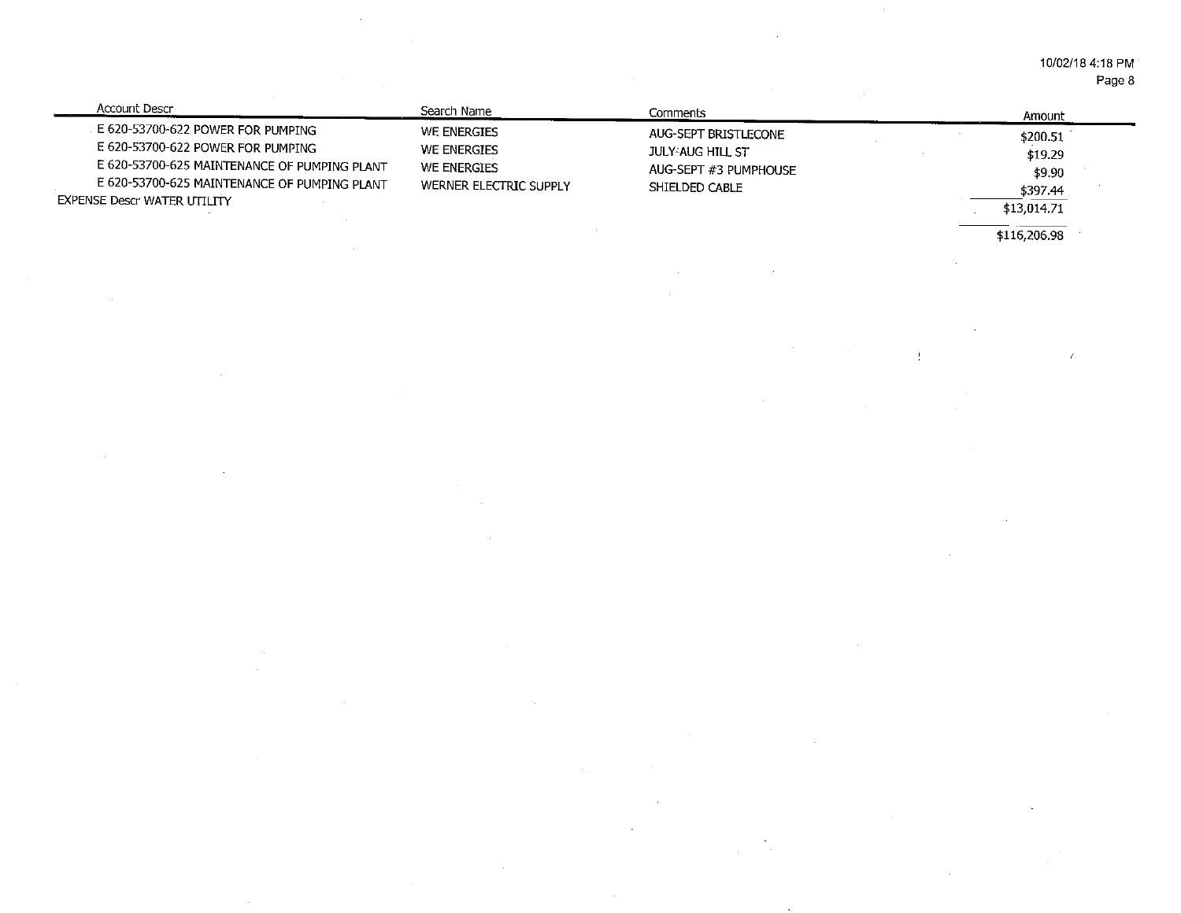| Account Descr | Search Name | Comments | Amount |
|---|---|---|---|
| E 620-53700-622 POWER FOR PUMPING | WE ENERGIES | AUG-SEPT BRISTLECONE | $200.51 |
| E 620-53700-622 POWER FOR PUMPING | WE ENERGIES | JULY-AUG HILL ST | $19.29 |
| E 620-53700-625 MAINTENANCE OF PUMPING PLANT | WE ENERGIES | AUG-SEPT #3 PUMPHOUSE | $9.90 |
| E 620-53700-625 MAINTENANCE OF PUMPING PLANT | WERNER ELECTRIC SUPPLY | SHIELDED CABLE | $397.44 |
| EXPENSE Descr WATER UTILITY | | | $13,014.71 |
| | | | $116,206.98 |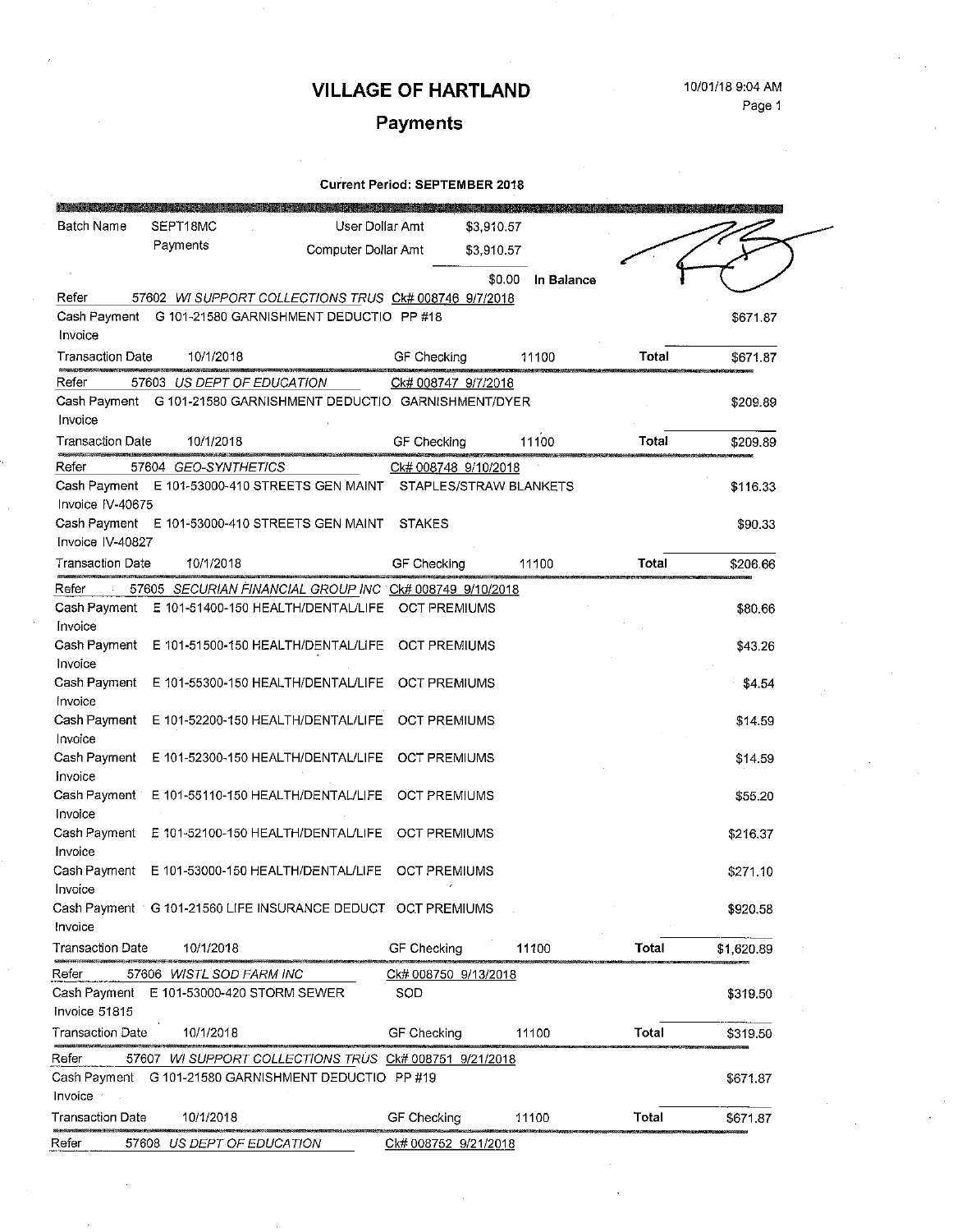# VILLAGE OF HARTLAND

10/01/18 9:04 AM

## Payments

**Current Period: SEPTEMBER 2018**

| Batch Name | SEPT18MC Payments | User Dollar Amt | $3,910.57 |
|---|---|---|---|
| | | Computer Dollar Amt | $3,910.57 |
| | | | $0.00 In Balance |

**Refer** 57602 *WI SUPPORT COLLECTIONS TRUS* Ck# 008746 9/7/2018

| | | | Amount |
|---|---|---|---|
| Cash Payment | G 101-21580 GARNISHMENT DEDUCTIO | PP #18 | $671.87 |
| Invoice | | | |
| Transaction Date 10/1/2018 | GF Checking 11100 | Total | $671.87 |

**Refer** 57603 *US DEPT OF EDUCATION* Ck# 008747 9/7/2018

| | | | Amount |
|---|---|---|---|
| Cash Payment | G 101-21580 GARNISHMENT DEDUCTIO | GARNISHMENT/DYER | $209.89 |
| Invoice | | | |
| Transaction Date 10/1/2018 | GF Checking 11100 | Total | $209.89 |

**Refer** 57604 *GEO-SYNTHETICS* Ck# 008748 9/10/2018

| | | | Amount |
|---|---|---|---|
| Cash Payment | E 101-53000-410 STREETS GEN MAINT | STAPLES/STRAW BLANKETS | $116.33 |
| Invoice IV-40675 | | | |
| Cash Payment | E 101-53000-410 STREETS GEN MAINT | STAKES | $90.33 |
| Invoice IV-40827 | | | |
| Transaction Date 10/1/2018 | GF Checking 11100 | Total | $206.66 |

**Refer** 57605 *SECURIAN FINANCIAL GROUP INC* Ck# 008749 9/10/2018

| | | | Amount |
|---|---|---|---|
| Cash Payment | E 101-51400-150 HEALTH/DENTAL/LIFE | OCT PREMIUMS | $80.66 |
| Invoice | | | |
| Cash Payment | E 101-51500-150 HEALTH/DENTAL/LIFE | OCT PREMIUMS | $43.26 |
| Invoice | | | |
| Cash Payment | E 101-55300-150 HEALTH/DENTAL/LIFE | OCT PREMIUMS | $4.54 |
| Invoice | | | |
| Cash Payment | E 101-52200-150 HEALTH/DENTAL/LIFE | OCT PREMIUMS | $14.59 |
| Invoice | | | |
| Cash Payment | E 101-52300-150 HEALTH/DENTAL/LIFE | OCT PREMIUMS | $14.59 |
| Invoice | | | |
| Cash Payment | E 101-55110-150 HEALTH/DENTAL/LIFE | OCT PREMIUMS | $55.20 |
| Invoice | | | |
| Cash Payment | E 101-52100-150 HEALTH/DENTAL/LIFE | OCT PREMIUMS | $216.37 |
| Invoice | | | |
| Cash Payment | E 101-53000-150 HEALTH/DENTAL/LIFE | OCT PREMIUMS | $271.10 |
| Invoice | | | |
| Cash Payment | G 101-21560 LIFE INSURANCE DEDUCT | OCT PREMIUMS | $920.58 |
| Invoice | | | |
| Transaction Date 10/1/2018 | GF Checking 11100 | Total | $1,620.89 |

**Refer** 57606 *WISTL SOD FARM INC* Ck# 008750 9/13/2018

| | | | Amount |
|---|---|---|---|
| Cash Payment | E 101-53000-420 STORM SEWER | SOD | $319.50 |
| Invoice 51815 | | | |
| Transaction Date 10/1/2018 | GF Checking 11100 | Total | $319.50 |

**Refer** 57607 *WI SUPPORT COLLECTIONS TRUS* Ck# 008751 9/21/2018

| | | | Amount |
|---|---|---|---|
| Cash Payment | G 101-21580 GARNISHMENT DEDUCTIO | PP #19 | $671.87 |
| Invoice | | | |
| Transaction Date 10/1/2018 | GF Checking 11100 | Total | $671.87 |

**Refer** 57608 *US DEPT OF EDUCATION* Ck# 008752 9/21/2018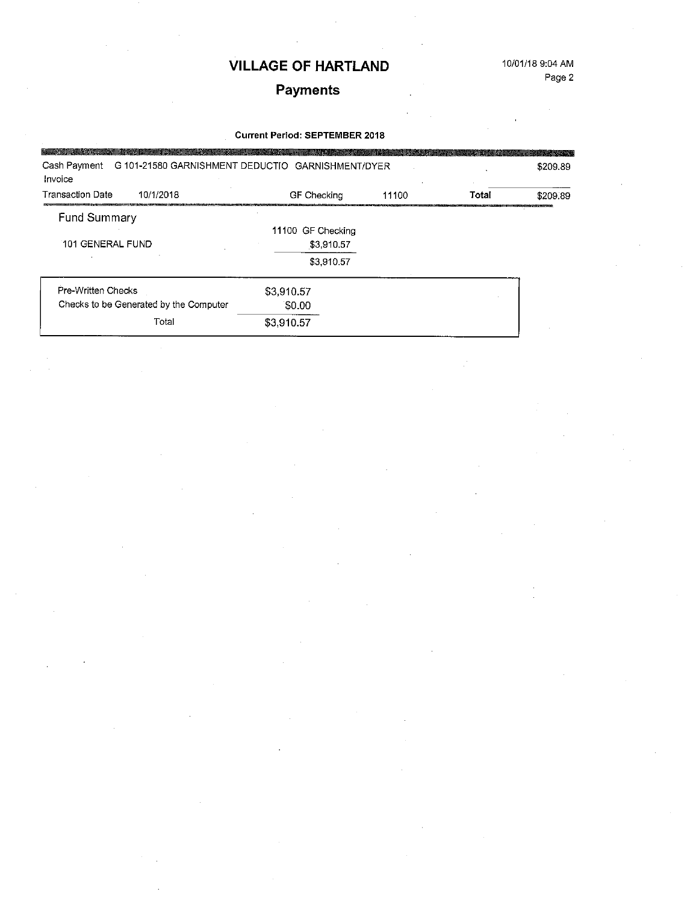# VILLAGE OF HARTLAND

## Payments

10/01/18 9:04 AM

**Current Period: SEPTEMBER 2018**

| | | | | | |
|---|---|---|---|---|---|
| Cash Payment | G 101-21580 GARNISHMENT DEDUCTIO GARNISHMENT/DYER | | | | $209.89 |
| Invoice | | | | | |
| Transaction Date | 10/1/2018 | GF Checking | 11100 | **Total** | $209.89 |

### Fund Summary

| | 11100 GF Checking |
|---|---|
| 101 GENERAL FUND | $3,910.57 |
| | $3,910.57 |

| | |
|---|---|
| Pre-Written Checks | $3,910.57 |
| Checks to be Generated by the Computer | $0.00 |
| Total | $3,910.57 |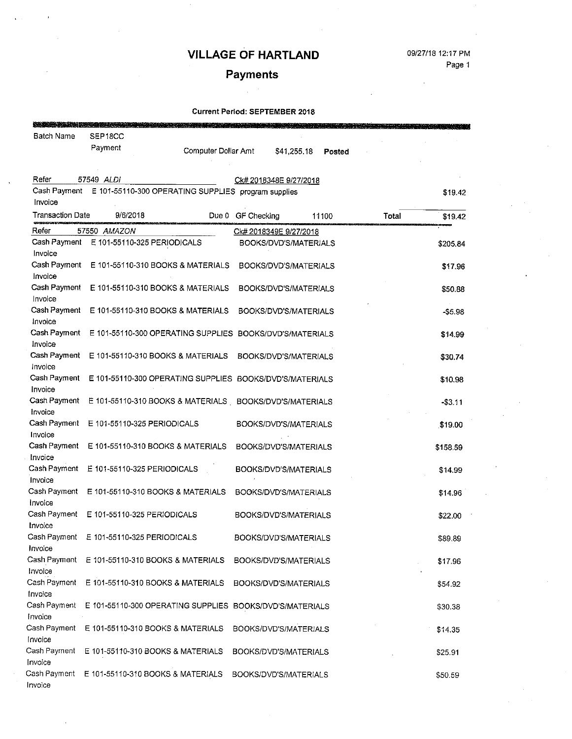# VILLAGE OF HARTLAND

## Payments

**Current Period: SEPTEMBER 2018**

Batch Name SEP18CC
Payment Computer Dollar Amt $41,255.18 **Posted**

| Refer | 57549 *ALDI* | | Ck# 2018348E 9/27/2018 | | |
|---|---|---|---|---|---|
| Cash Payment<br>Invoice | E 101-55110-300 OPERATING SUPPLIES | program supplies | | | $19.42 |
| Transaction Date | 9/6/2018 | Due 0 | GF Checking 11100 | Total | $19.42 |

| Refer | 57550 *AMAZON* | Ck# 2018349E 9/27/2018 | |
|---|---|---|---|
| Cash Payment<br>Invoice | E 101-55110-325 PERIODICALS | BOOKS/DVD'S/MATERIALS | $205.84 |
| Cash Payment<br>Invoice | E 101-55110-310 BOOKS & MATERIALS | BOOKS/DVD'S/MATERIALS | $17.96 |
| Cash Payment<br>Invoice | E 101-55110-310 BOOKS & MATERIALS | BOOKS/DVD'S/MATERIALS | $50.88 |
| Cash Payment<br>Invoice | E 101-55110-310 BOOKS & MATERIALS | BOOKS/DVD'S/MATERIALS | -$5.98 |
| Cash Payment<br>Invoice | E 101-55110-300 OPERATING SUPPLIES | BOOKS/DVD'S/MATERIALS | $14.99 |
| Cash Payment<br>Invoice | E 101-55110-310 BOOKS & MATERIALS | BOOKS/DVD'S/MATERIALS | $30.74 |
| Cash Payment<br>Invoice | E 101-55110-300 OPERATING SUPPLIES | BOOKS/DVD'S/MATERIALS | $10.98 |
| Cash Payment<br>Invoice | E 101-55110-310 BOOKS & MATERIALS | BOOKS/DVD'S/MATERIALS | -$3.11 |
| Cash Payment<br>Invoice | E 101-55110-325 PERIODICALS | BOOKS/DVD'S/MATERIALS | $19.00 |
| Cash Payment<br>Invoice | E 101-55110-310 BOOKS & MATERIALS | BOOKS/DVD'S/MATERIALS | $158.59 |
| Cash Payment<br>Invoice | E 101-55110-325 PERIODICALS | BOOKS/DVD'S/MATERIALS | $14.99 |
| Cash Payment<br>Invoice | E 101-55110-310 BOOKS & MATERIALS | BOOKS/DVD'S/MATERIALS | $14.96 |
| Cash Payment<br>Invoice | E 101-55110-325 PERIODICALS | BOOKS/DVD'S/MATERIALS | $22.00 |
| Cash Payment<br>Invoice | E 101-55110-325 PERIODICALS | BOOKS/DVD'S/MATERIALS | $89.89 |
| Cash Payment<br>Invoice | E 101-55110-310 BOOKS & MATERIALS | BOOKS/DVD'S/MATERIALS | $17.96 |
| Cash Payment<br>Invoice | E 101-55110-310 BOOKS & MATERIALS | BOOKS/DVD'S/MATERIALS | $54.92 |
| Cash Payment<br>Invoice | E 101-55110-300 OPERATING SUPPLIES | BOOKS/DVD'S/MATERIALS | $30.38 |
| Cash Payment<br>Invoice | E 101-55110-310 BOOKS & MATERIALS | BOOKS/DVD'S/MATERIALS | $14.35 |
| Cash Payment<br>Invoice | E 101-55110-310 BOOKS & MATERIALS | BOOKS/DVD'S/MATERIALS | $25.91 |
| Cash Payment<br>Invoice | E 101-55110-310 BOOKS & MATERIALS | BOOKS/DVD'S/MATERIALS | $50.59 |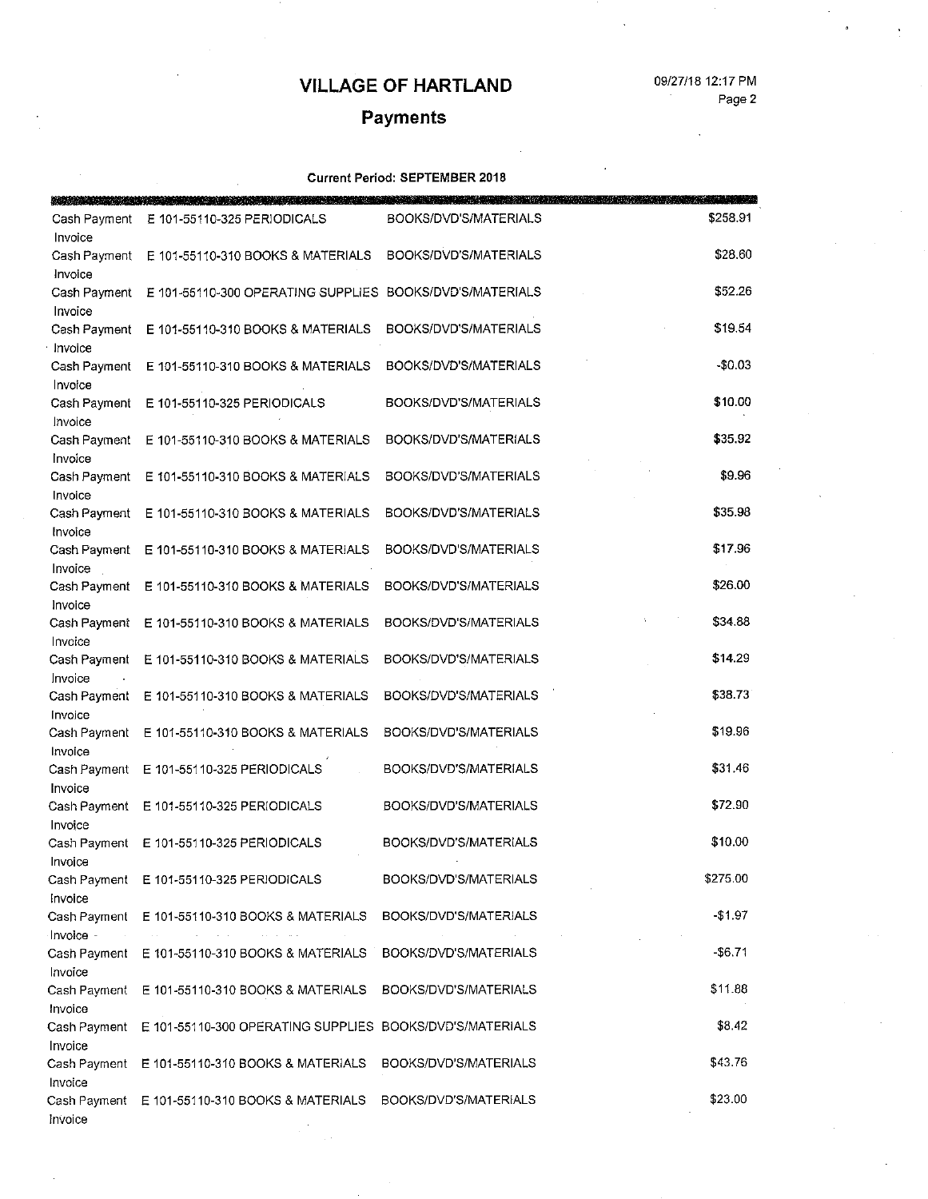# VILLAGE OF HARTLAND

## Payments

09/27/18 12:17 PM

**Current Period: SEPTEMBER 2018**

| | | | |
|---|---|---|---|
| Cash Payment<br>Invoice | E 101-55110-325 PERIODICALS | BOOKS/DVD'S/MATERIALS | $258.91 |
| Cash Payment<br>Invoice | E 101-55110-310 BOOKS & MATERIALS | BOOKS/DVD'S/MATERIALS | $28.60 |
| Cash Payment<br>Invoice | E 101-55110-300 OPERATING SUPPLIES | BOOKS/DVD'S/MATERIALS | $52.26 |
| Cash Payment<br>Invoice | E 101-55110-310 BOOKS & MATERIALS | BOOKS/DVD'S/MATERIALS | $19.54 |
| Cash Payment<br>Invoice | E 101-55110-310 BOOKS & MATERIALS | BOOKS/DVD'S/MATERIALS | -$0.03 |
| Cash Payment<br>Invoice | E 101-55110-325 PERIODICALS | BOOKS/DVD'S/MATERIALS | $10.00 |
| Cash Payment<br>Invoice | E 101-55110-310 BOOKS & MATERIALS | BOOKS/DVD'S/MATERIALS | $35.92 |
| Cash Payment<br>Invoice | E 101-55110-310 BOOKS & MATERIALS | BOOKS/DVD'S/MATERIALS | $9.96 |
| Cash Payment<br>Invoice | E 101-55110-310 BOOKS & MATERIALS | BOOKS/DVD'S/MATERIALS | $35.98 |
| Cash Payment<br>Invoice | E 101-55110-310 BOOKS & MATERIALS | BOOKS/DVD'S/MATERIALS | $17.96 |
| Cash Payment<br>Invoice | E 101-55110-310 BOOKS & MATERIALS | BOOKS/DVD'S/MATERIALS | $26.00 |
| Cash Payment<br>Invoice | E 101-55110-310 BOOKS & MATERIALS | BOOKS/DVD'S/MATERIALS | $34.88 |
| Cash Payment<br>Invoice | E 101-55110-310 BOOKS & MATERIALS | BOOKS/DVD'S/MATERIALS | $14.29 |
| Cash Payment<br>Invoice | E 101-55110-310 BOOKS & MATERIALS | BOOKS/DVD'S/MATERIALS | $38.73 |
| Cash Payment<br>Invoice | E 101-55110-310 BOOKS & MATERIALS | BOOKS/DVD'S/MATERIALS | $19.96 |
| Cash Payment<br>Invoice | E 101-55110-325 PERIODICALS | BOOKS/DVD'S/MATERIALS | $31.46 |
| Cash Payment<br>Invoice | E 101-55110-325 PERIODICALS | BOOKS/DVD'S/MATERIALS | $72.90 |
| Cash Payment<br>Invoice | E 101-55110-325 PERIODICALS | BOOKS/DVD'S/MATERIALS | $10.00 |
| Cash Payment<br>Invoice | E 101-55110-325 PERIODICALS | BOOKS/DVD'S/MATERIALS | $275.00 |
| Cash Payment<br>Invoice | E 101-55110-310 BOOKS & MATERIALS | BOOKS/DVD'S/MATERIALS | -$1.97 |
| Cash Payment<br>Invoice | E 101-55110-310 BOOKS & MATERIALS | BOOKS/DVD'S/MATERIALS | -$6.71 |
| Cash Payment<br>Invoice | E 101-55110-310 BOOKS & MATERIALS | BOOKS/DVD'S/MATERIALS | $11.88 |
| Cash Payment<br>Invoice | E 101-55110-300 OPERATING SUPPLIES | BOOKS/DVD'S/MATERIALS | $8.42 |
| Cash Payment<br>Invoice | E 101-55110-310 BOOKS & MATERIALS | BOOKS/DVD'S/MATERIALS | $43.76 |
| Cash Payment<br>Invoice | E 101-55110-310 BOOKS & MATERIALS | BOOKS/DVD'S/MATERIALS | $23.00 |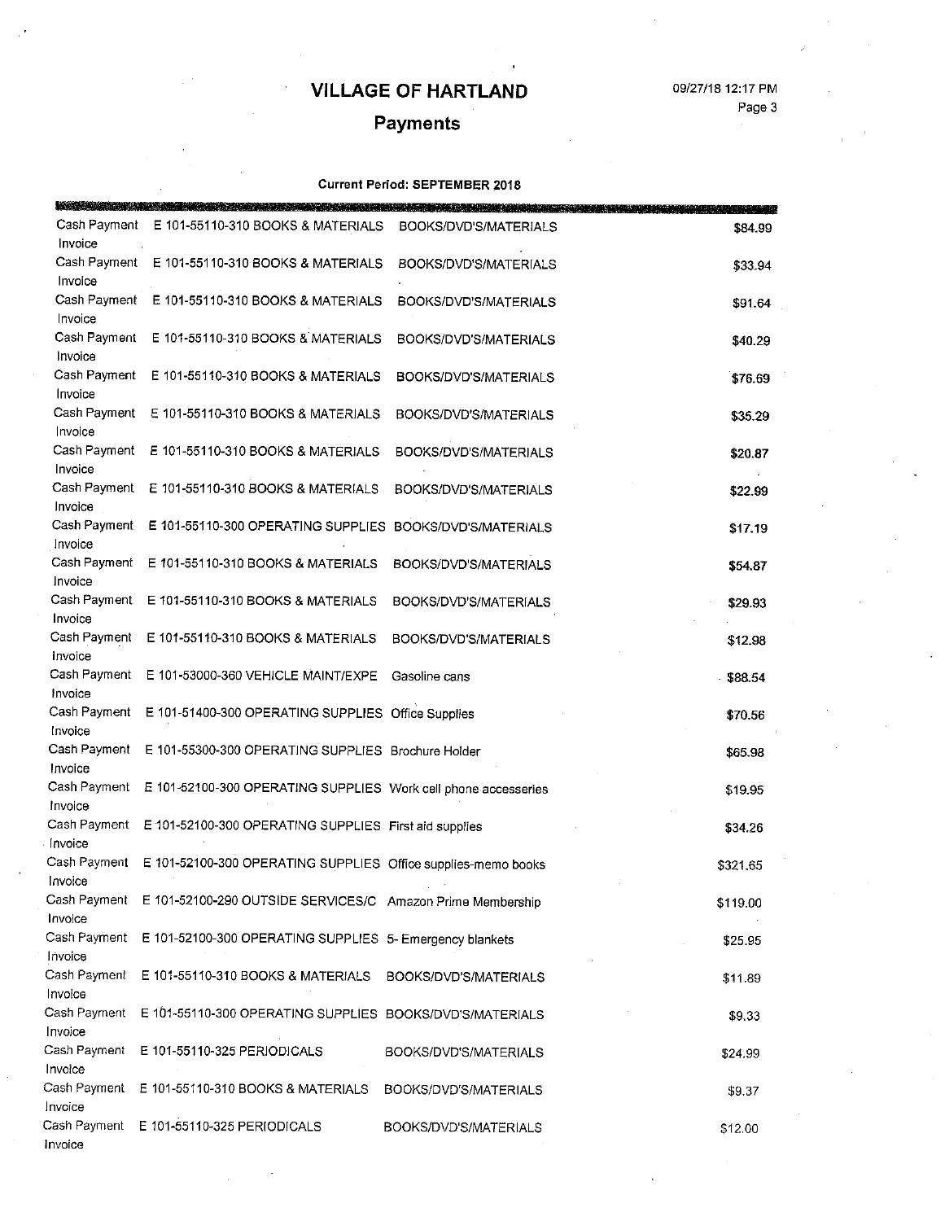# VILLAGE OF HARTLAND

## Payments

**Current Period: SEPTEMBER 2018**

| | | | |
|---|---|---|---|
| Cash Payment<br>Invoice | E 101-55110-310 BOOKS & MATERIALS | BOOKS/DVD'S/MATERIALS | $84.99 |
| Cash Payment<br>Invoice | E 101-55110-310 BOOKS & MATERIALS | BOOKS/DVD'S/MATERIALS | $33.94 |
| Cash Payment<br>Invoice | E 101-55110-310 BOOKS & MATERIALS | BOOKS/DVD'S/MATERIALS | $91.64 |
| Cash Payment<br>Invoice | E 101-55110-310 BOOKS & MATERIALS | BOOKS/DVD'S/MATERIALS | $40.29 |
| Cash Payment<br>Invoice | E 101-55110-310 BOOKS & MATERIALS | BOOKS/DVD'S/MATERIALS | $76.69 |
| Cash Payment<br>Invoice | E 101-55110-310 BOOKS & MATERIALS | BOOKS/DVD'S/MATERIALS | $35.29 |
| Cash Payment<br>Invoice | E 101-55110-310 BOOKS & MATERIALS | BOOKS/DVD'S/MATERIALS | $20.87 |
| Cash Payment<br>Invoice | E 101-55110-310 BOOKS & MATERIALS | BOOKS/DVD'S/MATERIALS | $22.99 |
| Cash Payment<br>Invoice | E 101-55110-300 OPERATING SUPPLIES | BOOKS/DVD'S/MATERIALS | $17.19 |
| Cash Payment<br>Invoice | E 101-55110-310 BOOKS & MATERIALS | BOOKS/DVD'S/MATERIALS | $54.87 |
| Cash Payment<br>Invoice | E 101-55110-310 BOOKS & MATERIALS | BOOKS/DVD'S/MATERIALS | $29.93 |
| Cash Payment<br>Invoice | E 101-55110-310 BOOKS & MATERIALS | BOOKS/DVD'S/MATERIALS | $12.98 |
| Cash Payment<br>Invoice | E 101-53000-360 VEHICLE MAINT/EXPE | Gasoline cans | $88.54 |
| Cash Payment<br>Invoice | E 101-51400-300 OPERATING SUPPLIES | Office Supplies | $70.56 |
| Cash Payment<br>Invoice | E 101-55300-300 OPERATING SUPPLIES | Brochure Holder | $65.98 |
| Cash Payment<br>Invoice | E 101-52100-300 OPERATING SUPPLIES | Work cell phone accessories | $19.95 |
| Cash Payment<br>Invoice | E 101-52100-300 OPERATING SUPPLIES | First aid supplies | $34.26 |
| Cash Payment<br>Invoice | E 101-52100-300 OPERATING SUPPLIES | Office supplies-memo books | $321.65 |
| Cash Payment<br>Invoice | E 101-52100-290 OUTSIDE SERVICES/C | Amazon Prime Membership | $119.00 |
| Cash Payment<br>Invoice | E 101-52100-300 OPERATING SUPPLIES | 5- Emergency blankets | $25.95 |
| Cash Payment<br>Invoice | E 101-55110-310 BOOKS & MATERIALS | BOOKS/DVD'S/MATERIALS | $11.89 |
| Cash Payment<br>Invoice | E 101-55110-300 OPERATING SUPPLIES | BOOKS/DVD'S/MATERIALS | $9.33 |
| Cash Payment<br>Invoice | E 101-55110-325 PERIODICALS | BOOKS/DVD'S/MATERIALS | $24.99 |
| Cash Payment<br>Invoice | E 101-55110-310 BOOKS & MATERIALS | BOOKS/DVD'S/MATERIALS | $9.37 |
| Cash Payment<br>Invoice | E 101-55110-325 PERIODICALS | BOOKS/DVD'S/MATERIALS | $12.00 |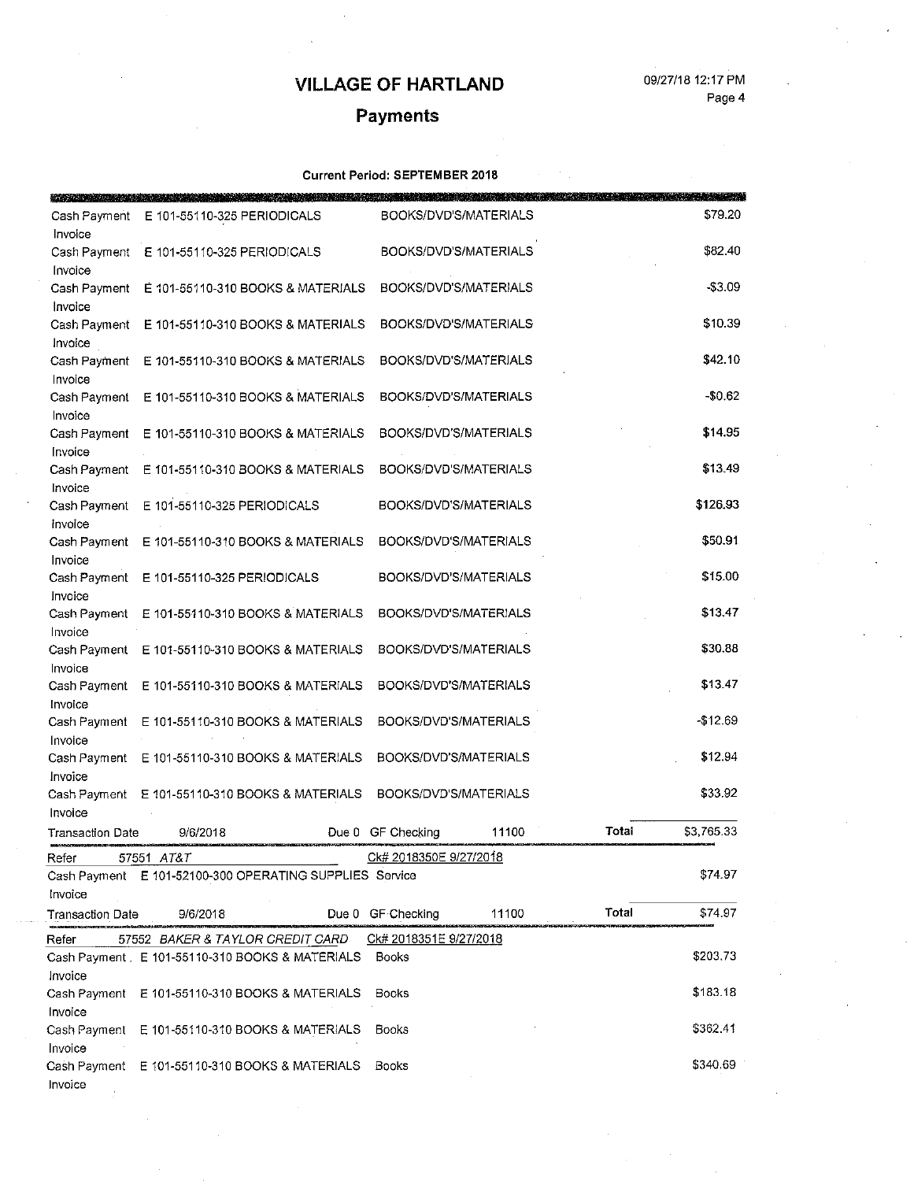# VILLAGE OF HARTLAND

## Payments

**Current Period: SEPTEMBER 2018**

| | | | | |
|---|---|---|---|---|
| Cash Payment | E 101-55110-325 PERIODICALS | BOOKS/DVD'S/MATERIALS | | $79.20 |
| Invoice | | | | |
| Cash Payment | E 101-55110-325 PERIODICALS | BOOKS/DVD'S/MATERIALS | | $82.40 |
| Invoice | | | | |
| Cash Payment | E 101-55110-310 BOOKS & MATERIALS | BOOKS/DVD'S/MATERIALS | | -$3.09 |
| Invoice | | | | |
| Cash Payment | E 101-55110-310 BOOKS & MATERIALS | BOOKS/DVD'S/MATERIALS | | $10.39 |
| Invoice | | | | |
| Cash Payment | E 101-55110-310 BOOKS & MATERIALS | BOOKS/DVD'S/MATERIALS | | $42.10 |
| Invoice | | | | |
| Cash Payment | E 101-55110-310 BOOKS & MATERIALS | BOOKS/DVD'S/MATERIALS | | -$0.62 |
| Invoice | | | | |
| Cash Payment | E 101-55110-310 BOOKS & MATERIALS | BOOKS/DVD'S/MATERIALS | | $14.95 |
| Invoice | | | | |
| Cash Payment | E 101-55110-310 BOOKS & MATERIALS | BOOKS/DVD'S/MATERIALS | | $13.49 |
| Invoice | | | | |
| Cash Payment | E 101-55110-325 PERIODICALS | BOOKS/DVD'S/MATERIALS | | $126.93 |
| Invoice | | | | |
| Cash Payment | E 101-55110-310 BOOKS & MATERIALS | BOOKS/DVD'S/MATERIALS | | $50.91 |
| Invoice | | | | |
| Cash Payment | E 101-55110-325 PERIODICALS | BOOKS/DVD'S/MATERIALS | | $15.00 |
| Invoice | | | | |
| Cash Payment | E 101-55110-310 BOOKS & MATERIALS | BOOKS/DVD'S/MATERIALS | | $13.47 |
| Invoice | | | | |
| Cash Payment | E 101-55110-310 BOOKS & MATERIALS | BOOKS/DVD'S/MATERIALS | | $30.88 |
| Invoice | | | | |
| Cash Payment | E 101-55110-310 BOOKS & MATERIALS | BOOKS/DVD'S/MATERIALS | | $13.47 |
| Invoice | | | | |
| Cash Payment | E 101-55110-310 BOOKS & MATERIALS | BOOKS/DVD'S/MATERIALS | | -$12.69 |
| Invoice | | | | |
| Cash Payment | E 101-55110-310 BOOKS & MATERIALS | BOOKS/DVD'S/MATERIALS | | $12.94 |
| Invoice | | | | |
| Cash Payment | E 101-55110-310 BOOKS & MATERIALS | BOOKS/DVD'S/MATERIALS | | $33.92 |
| Invoice | | | | |
| Transaction Date | 9/6/2018 | Due 0 GF Checking 11100 | Total | $3,765.33 |
| Refer | 57551 *AT&T* | Ck# 2018350E 9/27/2018 | | |
| Cash Payment | E 101-52100-300 OPERATING SUPPLIES | Service | | $74.97 |
| Invoice | | | | |
| Transaction Date | 9/6/2018 | Due 0 GF Checking 11100 | Total | $74.97 |
| Refer | 57552 *BAKER & TAYLOR CREDIT CARD* | Ck# 2018351E 9/27/2018 | | |
| Cash Payment | E 101-55110-310 BOOKS & MATERIALS | Books | | $203.73 |
| Invoice | | | | |
| Cash Payment | E 101-55110-310 BOOKS & MATERIALS | Books | | $183.18 |
| Invoice | | | | |
| Cash Payment | E 101-55110-310 BOOKS & MATERIALS | Books | | $362.41 |
| Invoice | | | | |
| Cash Payment | E 101-55110-310 BOOKS & MATERIALS | Books | | $340.69 |
| Invoice | | | | |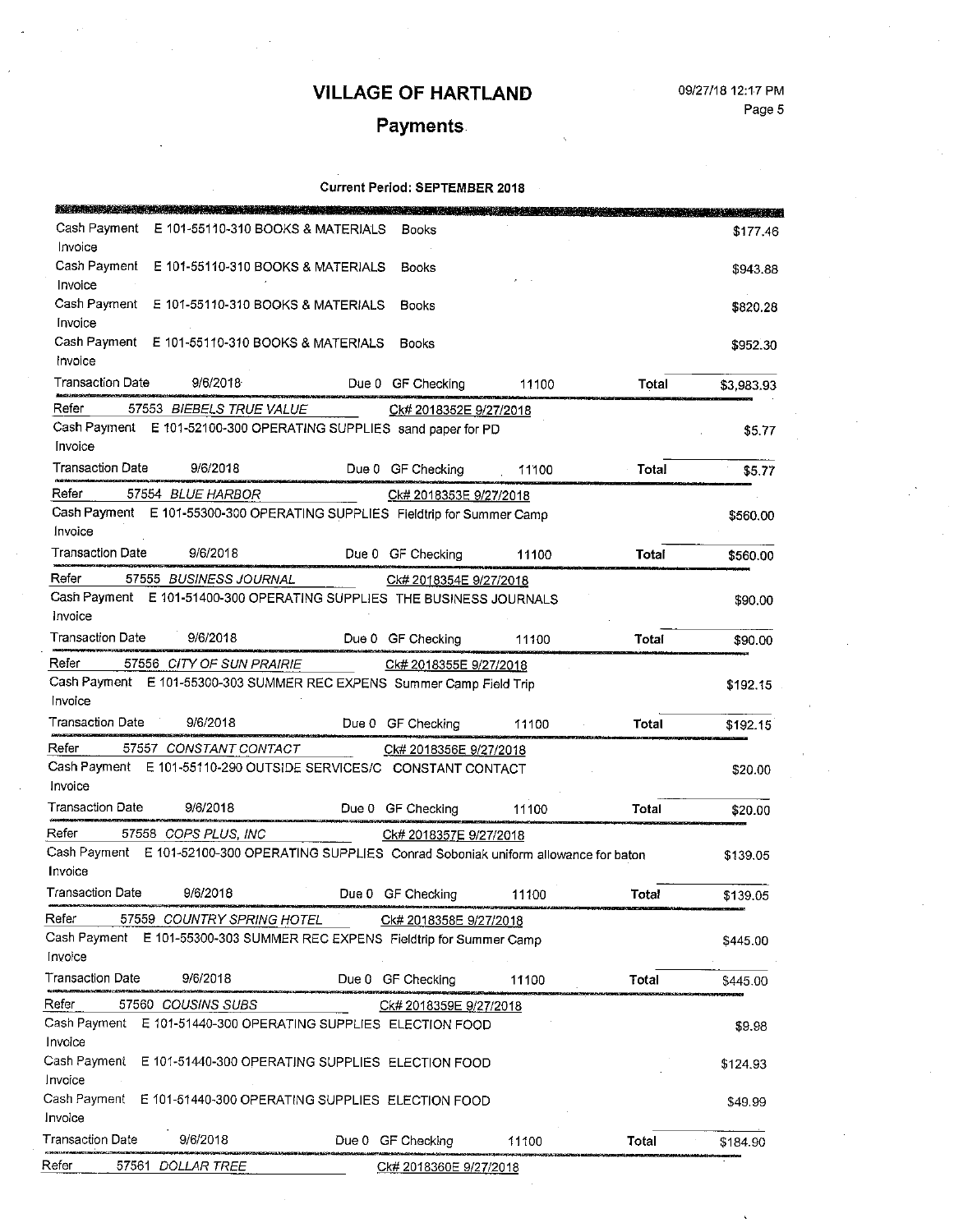# VILLAGE OF HARTLAND

## Payments

**Current Period: SEPTEMBER 2018**

| | | | | |
|---|---|---|---|---|
| Cash Payment Invoice | E 101-55110-310 BOOKS & MATERIALS | Books | | $177.46 |
| Cash Payment Invoice | E 101-55110-310 BOOKS & MATERIALS | Books | | $943.88 |
| Cash Payment Invoice | E 101-55110-310 BOOKS & MATERIALS | Books | | $820.28 |
| Cash Payment Invoice | E 101-55110-310 BOOKS & MATERIALS | Books | | $952.30 |
| Transaction Date | 9/6/2018 | Due 0 GF Checking | 11100 Total | $3,983.93 |
| Refer | 57553 *BIEBELS TRUE VALUE* | Ck# 2018352E 9/27/2018 | | |
| Cash Payment Invoice | E 101-52100-300 OPERATING SUPPLIES | sand paper for PD | | $5.77 |
| Transaction Date | 9/6/2018 | Due 0 GF Checking | 11100 Total | $5.77 |
| Refer | 57554 *BLUE HARBOR* | Ck# 2018353E 9/27/2018 | | |
| Cash Payment Invoice | E 101-55300-300 OPERATING SUPPLIES | Fieldtrip for Summer Camp | | $560.00 |
| Transaction Date | 9/6/2018 | Due 0 GF Checking | 11100 Total | $560.00 |
| Refer | 57555 *BUSINESS JOURNAL* | Ck# 2018354E 9/27/2018 | | |
| Cash Payment Invoice | E 101-51400-300 OPERATING SUPPLIES | THE BUSINESS JOURNALS | | $90.00 |
| Transaction Date | 9/6/2018 | Due 0 GF Checking | 11100 Total | $90.00 |
| Refer | 57556 *CITY OF SUN PRAIRIE* | Ck# 2018355E 9/27/2018 | | |
| Cash Payment Invoice | E 101-55300-303 SUMMER REC EXPENS | Summer Camp Field Trip | | $192.15 |
| Transaction Date | 9/6/2018 | Due 0 GF Checking | 11100 Total | $192.15 |
| Refer | 57557 *CONSTANT CONTACT* | Ck# 2018356E 9/27/2018 | | |
| Cash Payment Invoice | E 101-55110-290 OUTSIDE SERVICES/C | CONSTANT CONTACT | | $20.00 |
| Transaction Date | 9/6/2018 | Due 0 GF Checking | 11100 Total | $20.00 |
| Refer | 57558 *COPS PLUS, INC* | Ck# 2018357E 9/27/2018 | | |
| Cash Payment Invoice | E 101-52100-300 OPERATING SUPPLIES | Conrad Soboniak uniform allowance for baton | | $139.05 |
| Transaction Date | 9/6/2018 | Due 0 GF Checking | 11100 Total | $139.05 |
| Refer | 57559 *COUNTRY SPRING HOTEL* | Ck# 2018358E 9/27/2018 | | |
| Cash Payment Invoice | E 101-55300-303 SUMMER REC EXPENS | Fieldtrip for Summer Camp | | $445.00 |
| Transaction Date | 9/6/2018 | Due 0 GF Checking | 11100 Total | $445.00 |
| Refer | 57560 *COUSINS SUBS* | Ck# 2018359E 9/27/2018 | | |
| Cash Payment Invoice | E 101-51440-300 OPERATING SUPPLIES | ELECTION FOOD | | $9.98 |
| Cash Payment Invoice | E 101-51440-300 OPERATING SUPPLIES | ELECTION FOOD | | $124.93 |
| Cash Payment Invoice | E 101-51440-300 OPERATING SUPPLIES | ELECTION FOOD | | $49.99 |
| Transaction Date | 9/6/2018 | Due 0 GF Checking | 11100 Total | $184.90 |
| Refer | 57561 *DOLLAR TREE* | Ck# 2018360E 9/27/2018 | | |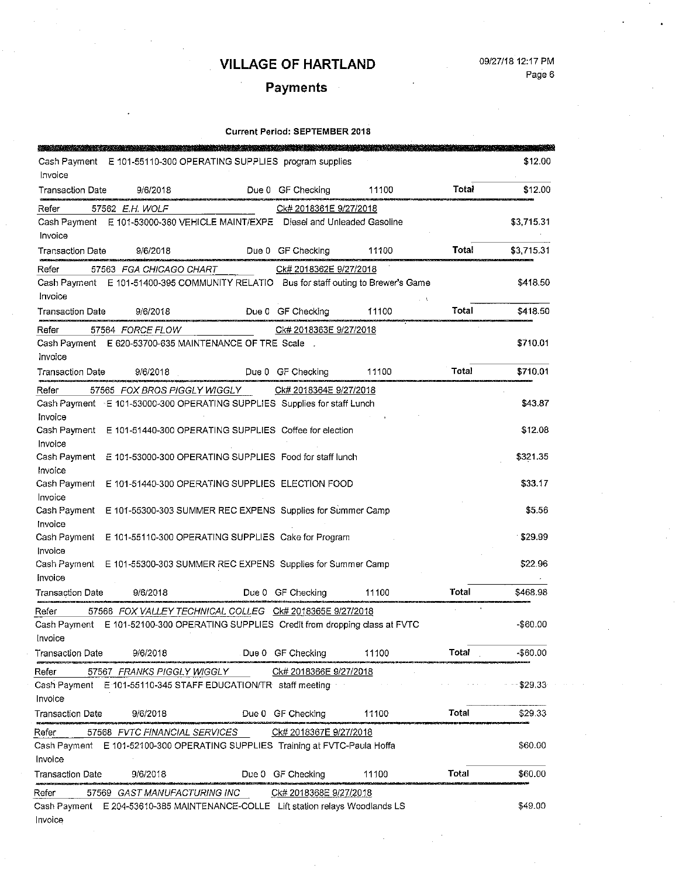# VILLAGE OF HARTLAND

09/27/18 12:17 PM

## Payments

**Current Period: SEPTEMBER 2018**

Cash Payment E 101-55110-300 OPERATING SUPPLIES program supplies $12.00
Invoice

Transaction Date 9/6/2018 Due 0 GF Checking 11100 Total $12.00

Refer 57562 *E.H. WOLF* *Ck# 2018361E 9/27/2018*
Cash Payment E 101-53000-360 VEHICLE MAINT/EXPE Diesel and Unleaded Gasoline $3,715.31
Invoice

Transaction Date 9/6/2018 Due 0 GF Checking 11100 Total $3,715.31

Refer 57563 *FGA CHICAGO CHART* *Ck# 2018362E 9/27/2018*
Cash Payment E 101-51400-395 COMMUNITY RELATIO Bus for staff outing to Brewer's Game $418.50
Invoice

Transaction Date 9/6/2018 Due 0 GF Checking 11100 Total $418.50

Refer 57564 *FORCE FLOW* *Ck# 2018363E 9/27/2018*
Cash Payment E 620-53700-635 MAINTENANCE OF TRE Scale $710.01
Invoice

Transaction Date 9/6/2018 Due 0 GF Checking 11100 Total $710.01

Refer 57565 *FOX BROS PIGGLY WIGGLY* *Ck# 2018364E 9/27/2018*
Cash Payment E 101-53000-300 OPERATING SUPPLIES Supplies for staff Lunch $43.87
Invoice
Cash Payment E 101-51440-300 OPERATING SUPPLIES Coffee for election $12.08
Invoice
Cash Payment E 101-53000-300 OPERATING SUPPLIES Food for staff lunch $321.35
Invoice
Cash Payment E 101-51440-300 OPERATING SUPPLIES ELECTION FOOD $33.17
Invoice
Cash Payment E 101-55300-303 SUMMER REC EXPENS Supplies for Summer Camp $5.56
Invoice
Cash Payment E 101-55110-300 OPERATING SUPPLIES Cake for Program $29.99
Invoice
Cash Payment E 101-55300-303 SUMMER REC EXPENS Supplies for Summer Camp $22.96
Invoice

Transaction Date 9/6/2018 Due 0 GF Checking 11100 Total $468.98

Refer 57566 *FOX VALLEY TECHNICAL COLLEG* *Ck# 2018365E 9/27/2018*
Cash Payment E 101-52100-300 OPERATING SUPPLIES Credit from dropping class at FVTC -$60.00
Invoice

Transaction Date 9/6/2018 Due 0 GF Checking 11100 Total -$60.00

Refer 57567 *FRANKS PIGGLY WIGGLY* *Ck# 2018366E 9/27/2018*
Cash Payment E 101-55110-345 STAFF EDUCATION/TR staff meeting $29.33
Invoice

Transaction Date 9/6/2018 Due 0 GF Checking 11100 Total $29.33

Refer 57568 *FVTC FINANCIAL SERVICES* *Ck# 2018367E 9/27/2018*
Cash Payment E 101-52100-300 OPERATING SUPPLIES Training at FVTC-Paula Hoffa $60.00
Invoice

Transaction Date 9/6/2018 Due 0 GF Checking 11100 Total $60.00

Refer 57569 *GAST MANUFACTURING INC* *Ck# 2018368E 9/27/2018*
Cash Payment E 204-53610-385 MAINTENANCE-COLLE Lift station relays Woodlands LS $49.00
Invoice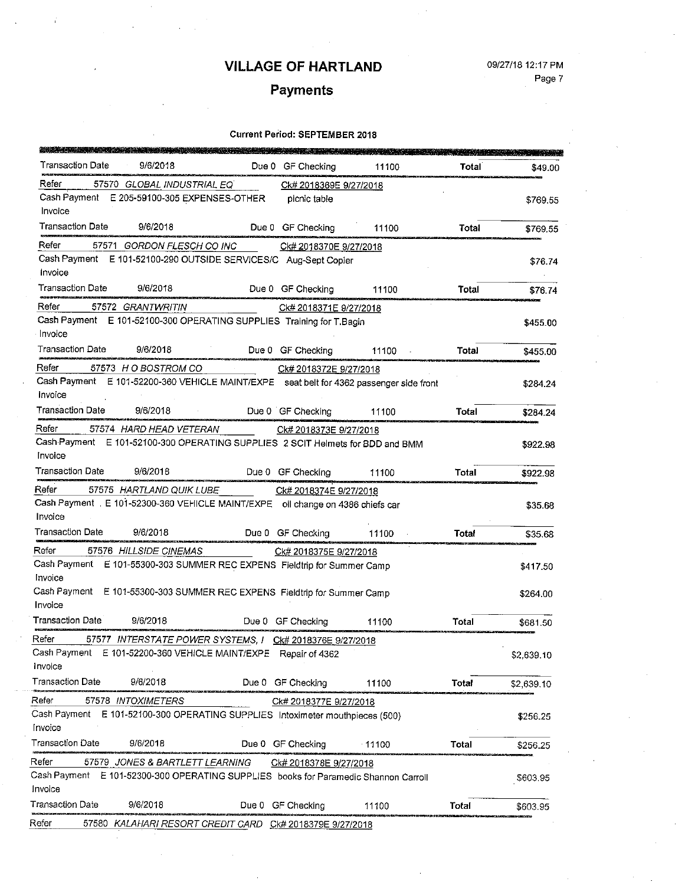# VILLAGE OF HARTLAND

## Payments

**Current Period: SEPTEMBER 2018**

Transaction Date 9/6/2018 Due 0 GF Checking 11100 **Total** $49.00

Refer 57570 *GLOBAL INDUSTRIAL EQ* Ck# 2018369E 9/27/2018
Cash Payment E 205-59100-305 EXPENSES-OTHER picnic table $769.55
Invoice

Transaction Date 9/6/2018 Due 0 GF Checking 11100 **Total** $769.55

Refer 57571 *GORDON FLESCH CO INC* Ck# 2018370E 9/27/2018
Cash Payment E 101-52100-290 OUTSIDE SERVICES/C Aug-Sept Copier $76.74
Invoice

Transaction Date 9/6/2018 Due 0 GF Checking 11100 **Total** $76.74

Refer 57572 *GRANTWRITIN* Ck# 2018371E 9/27/2018
Cash Payment E 101-52100-300 OPERATING SUPPLIES Training for T.Bagin $455.00
Invoice

Transaction Date 9/6/2018 Due 0 GF Checking 11100 **Total** $455.00

Refer 57573 *H O BOSTROM CO* Ck# 2018372E 9/27/2018
Cash Payment E 101-52200-360 VEHICLE MAINT/EXPE seat belt for 4362 passenger side front $284.24
Invoice

Transaction Date 9/6/2018 Due 0 GF Checking 11100 **Total** $284.24

Refer 57574 *HARD HEAD VETERAN* Ck# 2018373E 9/27/2018
Cash Payment E 101-52100-300 OPERATING SUPPLIES 2 SCIT Helmets for BDD and BMM $922.98
Invoice

Transaction Date 9/6/2018 Due 0 GF Checking 11100 **Total** $922.98

Refer 57575 *HARTLAND QUIK LUBE* Ck# 2018374E 9/27/2018
Cash Payment E 101-52300-360 VEHICLE MAINT/EXPE oil change on 4386 chiefs car $35.68
Invoice

Transaction Date 9/6/2018 Due 0 GF Checking 11100 **Total** $35.68

Refer 57576 *HILLSIDE CINEMAS* Ck# 2018375E 9/27/2018
Cash Payment E 101-55300-303 SUMMER REC EXPENS Fieldtrip for Summer Camp $417.50
Invoice
Cash Payment E 101-55300-303 SUMMER REC EXPENS Fieldtrip for Summer Camp $264.00
Invoice

Transaction Date 9/6/2018 Due 0 GF Checking 11100 **Total** $681.50

Refer 57577 *INTERSTATE POWER SYSTEMS, I* Ck# 2018376E 9/27/2018
Cash Payment E 101-52200-360 VEHICLE MAINT/EXPE Repair of 4362 $2,639.10
Invoice

Transaction Date 9/6/2018 Due 0 GF Checking 11100 **Total** $2,639.10

Refer 57578 *INTOXIMETERS* Ck# 2018377E 9/27/2018
Cash Payment E 101-52100-300 OPERATING SUPPLIES Intoximeter mouthpieces (500) $256.25
Invoice

Transaction Date 9/6/2018 Due 0 GF Checking 11100 **Total** $256.25

Refer 57579 *JONES & BARTLETT LEARNING* Ck# 2018378E 9/27/2018
Cash Payment E 101-52300-300 OPERATING SUPPLIES books for Paramedic Shannon Carroll $603.95
Invoice

Transaction Date 9/6/2018 Due 0 GF Checking 11100 **Total** $603.95

Refer 57580 *KALAHARI RESORT CREDIT CARD* Ck# 2018379E 9/27/2018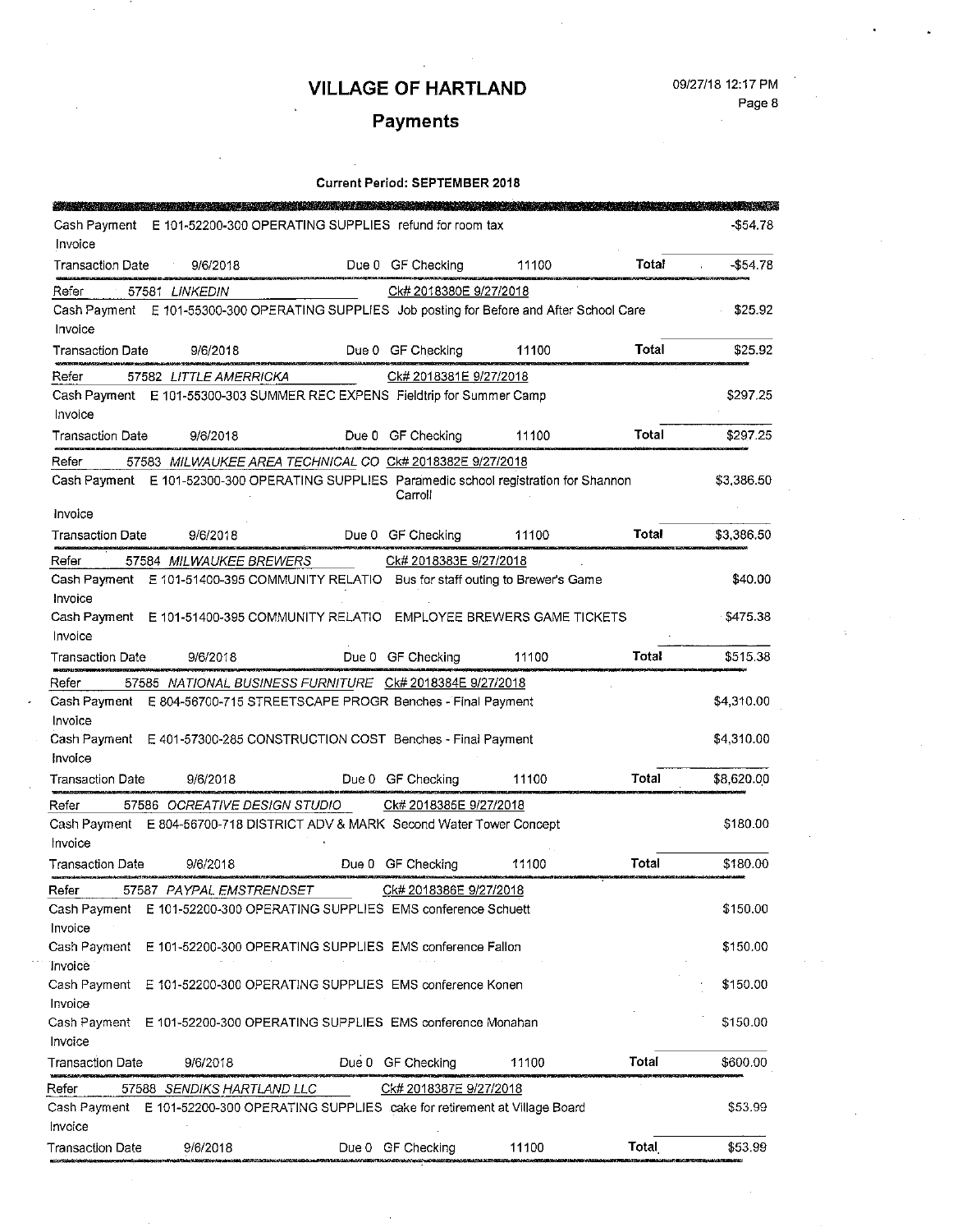# VILLAGE OF HARTLAND

09/27/18 12:17 PM

## Payments

**Current Period: SEPTEMBER 2018**

Cash Payment E 101-52200-300 OPERATING SUPPLIES refund for room tax -$54.78
Invoice

Transaction Date 9/6/2018 Due 0 GF Checking 11100 **Total** -$54.78

Refer 57581 *LINKEDIN* Ck# 2018380E 9/27/2018

Cash Payment E 101-55300-300 OPERATING SUPPLIES Job posting for Before and After School Care $25.92
Invoice

Transaction Date 9/6/2018 Due 0 GF Checking 11100 **Total** $25.92

Refer 57582 *LITTLE AMERRICKA* Ck# 2018381E 9/27/2018

Cash Payment E 101-55300-303 SUMMER REC EXPENS Fieldtrip for Summer Camp $297.25
Invoice

Transaction Date 9/6/2018 Due 0 GF Checking 11100 **Total** $297.25

Refer 57583 *MILWAUKEE AREA TECHNICAL CO* Ck# 2018382E 9/27/2018

Cash Payment E 101-52300-300 OPERATING SUPPLIES Paramedic school registration for Shannon Carroll $3,386.50
Invoice

Transaction Date 9/6/2018 Due 0 GF Checking 11100 **Total** $3,386.50

Refer 57584 *MILWAUKEE BREWERS* Ck# 2018383E 9/27/2018

Cash Payment E 101-51400-395 COMMUNITY RELATIO Bus for staff outing to Brewer's Game $40.00
Invoice

Cash Payment E 101-51400-395 COMMUNITY RELATIO EMPLOYEE BREWERS GAME TICKETS $475.38
Invoice

Transaction Date 9/6/2018 Due 0 GF Checking 11100 **Total** $515.38

Refer 57585 *NATIONAL BUSINESS FURNITURE* Ck# 2018384E 9/27/2018

Cash Payment E 804-56700-715 STREETSCAPE PROGR Benches - Final Payment $4,310.00
Invoice

Cash Payment E 401-57300-285 CONSTRUCTION COST Benches - Final Payment $4,310.00
Invoice

Transaction Date 9/6/2018 Due 0 GF Checking 11100 **Total** $8,620.00

Refer 57586 *OCREATIVE DESIGN STUDIO* Ck# 2018385E 9/27/2018

Cash Payment E 804-56700-718 DISTRICT ADV & MARK Second Water Tower Concept $180.00
Invoice

Transaction Date 9/6/2018 Due 0 GF Checking 11100 **Total** $180.00

Refer 57587 *PAYPAL EMSTRENDSET* Ck# 2018386E 9/27/2018

Cash Payment E 101-52200-300 OPERATING SUPPLIES EMS conference Schuett $150.00
Invoice

Cash Payment E 101-52200-300 OPERATING SUPPLIES EMS conference Fallon $150.00
Invoice

Cash Payment E 101-52200-300 OPERATING SUPPLIES EMS conference Konen $150.00
Invoice

Cash Payment E 101-52200-300 OPERATING SUPPLIES EMS conference Monahan $150.00
Invoice

Transaction Date 9/6/2018 Due 0 GF Checking 11100 **Total** $600.00

Refer 57588 *SENDIKS HARTLAND LLC* Ck# 2018387E 9/27/2018

Cash Payment E 101-52200-300 OPERATING SUPPLIES cake for retirement at Village Board $53.99
Invoice

Transaction Date 9/6/2018 Due 0 GF Checking 11100 **Total** $53.99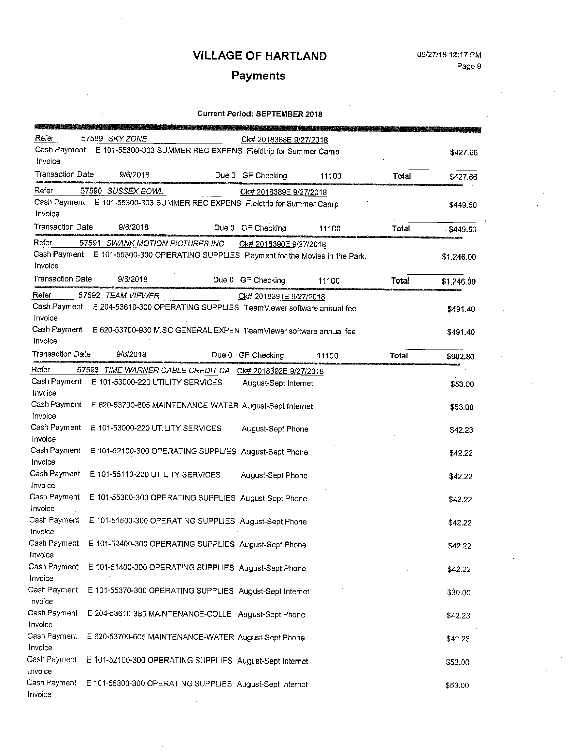# VILLAGE OF HARTLAND

## Payments

**Current Period: SEPTEMBER 2018**

| | | | | | | |
|---|---|---|---|---|---|---|
| Refer | 57589 *SKY ZONE* | | Ck# 2018388E 9/27/2018 | | | |
| Cash Payment | E 101-55300-303 SUMMER REC EXPENS | Fieldtrip for Summer Camp | | | | $427.66 |
| Invoice | | | | | | |
| Transaction Date | 9/6/2018 | Due 0 | GF Checking | 11100 | Total | $427.66 |
| Refer | 57590 *SUSSEX BOWL* | | Ck# 2018389E 9/27/2018 | | | |
| Cash Payment | E 101-55300-303 SUMMER REC EXPENS | Fieldtrip for Summer Camp | | | | $449.50 |
| Invoice | | | | | | |
| Transaction Date | 9/6/2018 | Due 0 | GF Checking | 11100 | Total | $449.50 |
| Refer | 57591 *SWANK MOTION PICTURES INC* | | Ck# 2018390E 9/27/2018 | | | |
| Cash Payment | E 101-55300-300 OPERATING SUPPLIES | Payment for the Movies in the Park. | | | | $1,246.00 |
| Invoice | | | | | | |
| Transaction Date | 9/6/2018 | Due 0 | GF Checking | 11100 | Total | $1,246.00 |
| Refer | 57592 *TEAM VIEWER* | | Ck# 2018391E 9/27/2018 | | | |
| Cash Payment | E 204-53610-300 OPERATING SUPPLIES | TeamViewer software annual fee | | | | $491.40 |
| Invoice | | | | | | |
| Cash Payment | E 620-53700-930 MISC GENERAL EXPEN | TeamViewer software annual fee | | | | $491.40 |
| Invoice | | | | | | |
| Transaction Date | 9/6/2018 | Due 0 | GF Checking | 11100 | Total | $982.80 |
| Refer | 57593 *TIME WARNER CABLE CREDIT CA* | | Ck# 2018392E 9/27/2018 | | | |
| Cash Payment | E 101-53000-220 UTILITY SERVICES | August-Sept Internet | | | | $53.00 |
| Invoice | | | | | | |
| Cash Payment | E 620-53700-605 MAINTENANCE-WATER | August-Sept Internet | | | | $53.00 |
| Invoice | | | | | | |
| Cash Payment | E 101-53000-220 UTILITY SERVICES | August-Sept Phone | | | | $42.23 |
| Invoice | | | | | | |
| Cash Payment | E 101-52100-300 OPERATING SUPPLIES | August-Sept Phone | | | | $42.22 |
| Invoice | | | | | | |
| Cash Payment | E 101-55110-220 UTILITY SERVICES | August-Sept Phone | | | | $42.22 |
| Invoice | | | | | | |
| Cash Payment | E 101-55300-300 OPERATING SUPPLIES | August-Sept Phone | | | | $42.22 |
| Invoice | | | | | | |
| Cash Payment | E 101-51500-300 OPERATING SUPPLIES | August-Sept Phone | | | | $42.22 |
| Invoice | | | | | | |
| Cash Payment | E 101-52400-300 OPERATING SUPPLIES | August-Sept Phone | | | | $42.22 |
| Invoice | | | | | | |
| Cash Payment | E 101-51400-300 OPERATING SUPPLIES | August-Sept Phone | | | | $42.22 |
| Invoice | | | | | | |
| Cash Payment | E 101-55370-300 OPERATING SUPPLIES | August-Sept Internet | | | | $30.00 |
| Invoice | | | | | | |
| Cash Payment | E 204-53610-385 MAINTENANCE-COLLE | August-Sept Phone | | | | $42.23 |
| Invoice | | | | | | |
| Cash Payment | E 620-53700-605 MAINTENANCE-WATER | August-Sept Phone | | | | $42.23 |
| Invoice | | | | | | |
| Cash Payment | E 101-52100-300 OPERATING SUPPLIES | August-Sept Internet | | | | $53.00 |
| Invoice | | | | | | |
| Cash Payment | E 101-55300-300 OPERATING SUPPLIES | August-Sept Internet | | | | $53.00 |
| Invoice | | | | | | |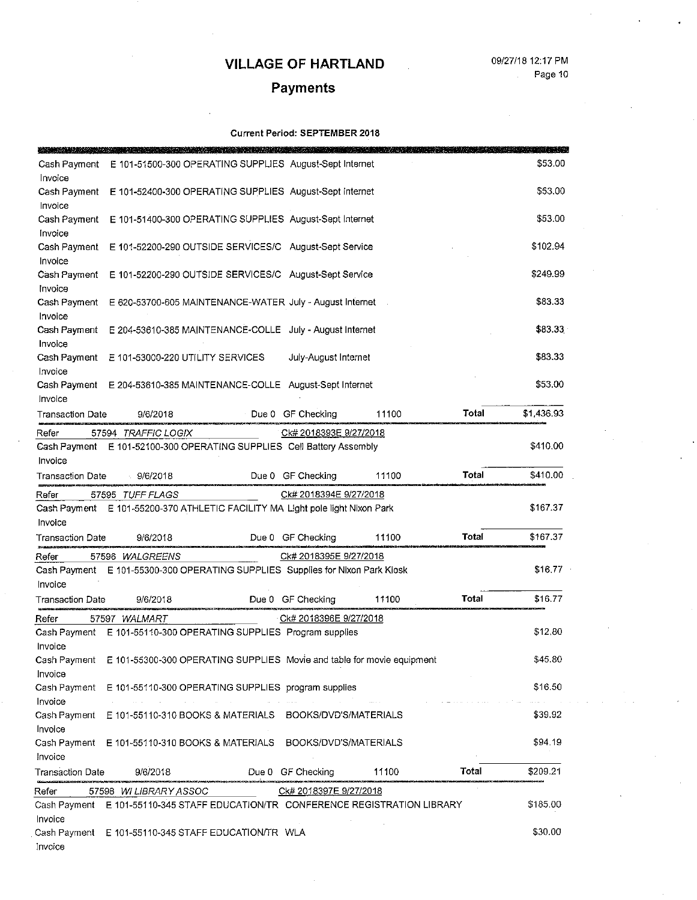# VILLAGE OF HARTLAND

## Payments

**Current Period: SEPTEMBER 2018**

Cash Payment E 101-51500-300 OPERATING SUPPLIES August-Sept Internet $53.00
Invoice

Cash Payment E 101-52400-300 OPERATING SUPPLIES August-Sept Internet $53.00
Invoice

Cash Payment E 101-51400-300 OPERATING SUPPLIES August-Sept Internet $53.00
Invoice

Cash Payment E 101-52200-290 OUTSIDE SERVICES/C August-Sept Service $102.94
Invoice

Cash Payment E 101-52200-290 OUTSIDE SERVICES/C August-Sept Service $249.99
Invoice

Cash Payment E 620-53700-605 MAINTENANCE-WATER July - August Internet $83.33
Invoice

Cash Payment E 204-53610-385 MAINTENANCE-COLLE July - August Internet $83.33
Invoice

Cash Payment E 101-53000-220 UTILITY SERVICES July-August Internet $83.33
Invoice

Cash Payment E 204-53610-385 MAINTENANCE-COLLE August-Sept Internet $53.00
Invoice

Transaction Date 9/6/2018 Due 0 GF Checking 11100 **Total** $1,436.93

---

Refer 57594 *TRAFFIC LOGIX* Ck# 2018393E 9/27/2018

Cash Payment E 101-52100-300 OPERATING SUPPLIES Cell Battery Assembly $410.00
Invoice

Transaction Date 9/6/2018 Due 0 GF Checking 11100 **Total** $410.00

---

Refer 57595 *TUFF FLAGS* Ck# 2018394E 9/27/2018

Cash Payment E 101-55200-370 ATHLETIC FACILITY MA Light pole light Nixon Park $167.37
Invoice

Transaction Date 9/6/2018 Due 0 GF Checking 11100 **Total** $167.37

---

Refer 57596 *WALGREENS* Ck# 2018395E 9/27/2018

Cash Payment E 101-55300-300 OPERATING SUPPLIES Supplies for Nixon Park Kiosk $16.77
Invoice

Transaction Date 9/6/2018 Due 0 GF Checking 11100 **Total** $16.77

---

Refer 57597 *WALMART* Ck# 2018396E 9/27/2018

Cash Payment E 101-55110-300 OPERATING SUPPLIES Program supplies $12.80
Invoice

Cash Payment E 101-55300-300 OPERATING SUPPLIES Movie and table for movie equipment $45.80
Invoice

Cash Payment E 101-55110-300 OPERATING SUPPLIES program supplies $16.50
Invoice

Cash Payment E 101-55110-310 BOOKS & MATERIALS BOOKS/DVD'S/MATERIALS $39.92
Invoice

Cash Payment E 101-55110-310 BOOKS & MATERIALS BOOKS/DVD'S/MATERIALS $94.19
Invoice

Transaction Date 9/6/2018 Due 0 GF Checking 11100 **Total** $209.21

---

Refer 57598 *WI LIBRARY ASSOC* Ck# 2018397E 9/27/2018

Cash Payment E 101-55110-345 STAFF EDUCATION/TR CONFERENCE REGISTRATION LIBRARY $185.00
Invoice

Cash Payment E 101-55110-345 STAFF EDUCATION/TR WLA $30.00
Invoice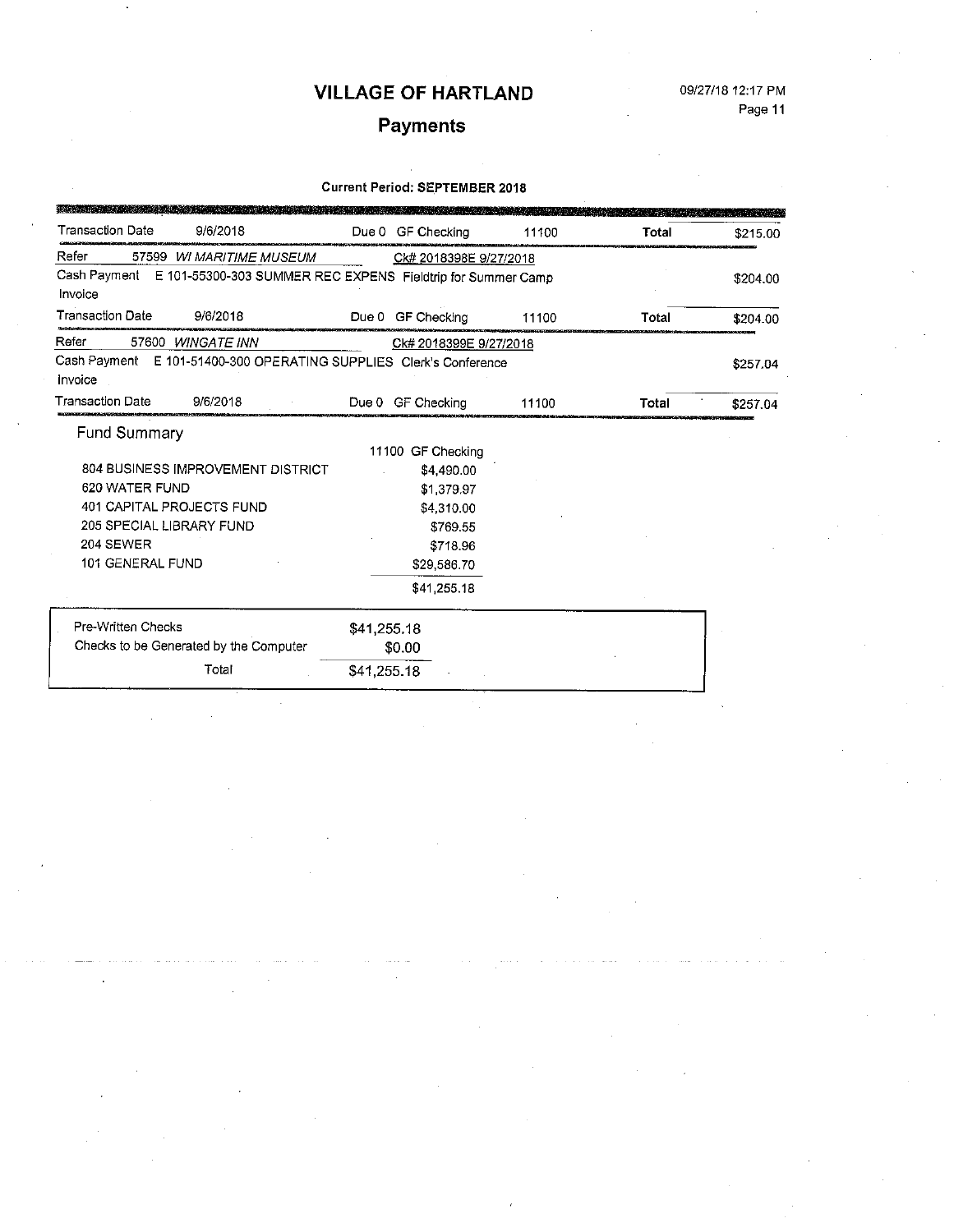# VILLAGE OF HARTLAND

09/27/18 12:17 PM

## Payments

**Current Period: SEPTEMBER 2018**

| | | | | | |
|---|---|---|---|---|---|
| Transaction Date | 9/6/2018 | Due 0 GF Checking | 11100 | **Total** | $215.00 |
| Refer | 57599 *WI MARITIME MUSEUM* | Ck# 2018398E 9/27/2018 | | | |
| Cash Payment | E 101-55300-303 SUMMER REC EXPENS | Fieldtrip for Summer Camp | | | $204.00 |
| Invoice | | | | | |
| Transaction Date | 9/6/2018 | Due 0 GF Checking | 11100 | **Total** | $204.00 |
| Refer | 57600 *WINGATE INN* | Ck# 2018399E 9/27/2018 | | | |
| Cash Payment | E 101-51400-300 OPERATING SUPPLIES | Clerk's Conference | | | $257.04 |
| Invoice | | | | | |
| Transaction Date | 9/6/2018 | Due 0 GF Checking | 11100 | **Total** | $257.04 |

### Fund Summary

| | 11100 GF Checking |
|---|---|
| 804 BUSINESS IMPROVEMENT DISTRICT | $4,490.00 |
| 620 WATER FUND | $1,379.97 |
| 401 CAPITAL PROJECTS FUND | $4,310.00 |
| 205 SPECIAL LIBRARY FUND | $769.55 |
| 204 SEWER | $718.96 |
| 101 GENERAL FUND | $29,586.70 |
| | $41,255.18 |

| | |
|---|---|
| Pre-Written Checks | $41,255.18 |
| Checks to be Generated by the Computer | $0.00 |
| Total | $41,255.18 |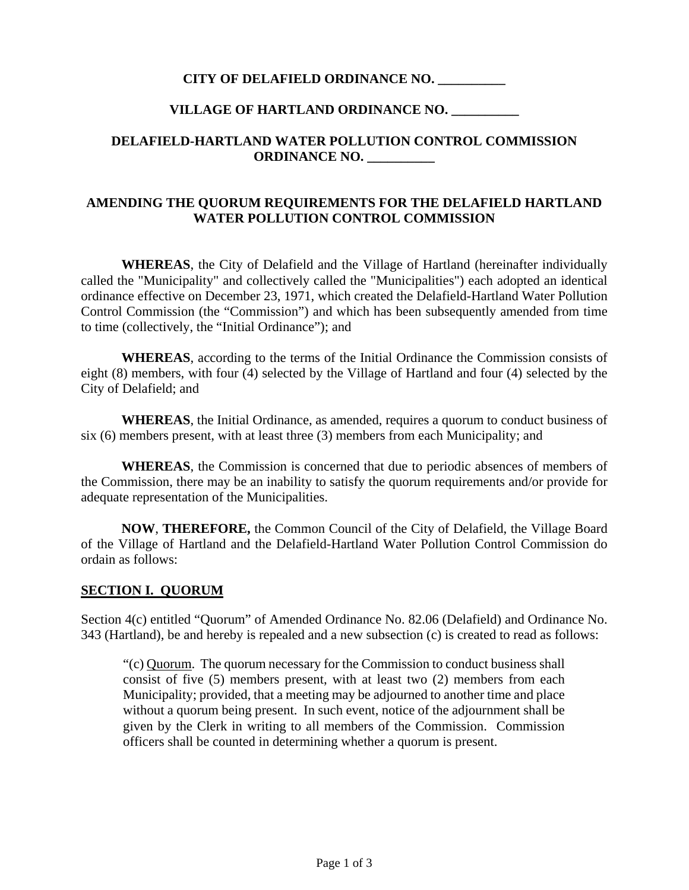**CITY OF DELAFIELD ORDINANCE NO. __________**

**VILLAGE OF HARTLAND ORDINANCE NO. __________**

**DELAFIELD-HARTLAND WATER POLLUTION CONTROL COMMISSION ORDINANCE NO. __________**

**AMENDING THE QUORUM REQUIREMENTS FOR THE DELAFIELD HARTLAND WATER POLLUTION CONTROL COMMISSION**

**WHEREAS**, the City of Delafield and the Village of Hartland (hereinafter individually called the "Municipality" and collectively called the "Municipalities") each adopted an identical ordinance effective on December 23, 1971, which created the Delafield-Hartland Water Pollution Control Commission (the "Commission") and which has been subsequently amended from time to time (collectively, the "Initial Ordinance"); and

**WHEREAS**, according to the terms of the Initial Ordinance the Commission consists of eight (8) members, with four (4) selected by the Village of Hartland and four (4) selected by the City of Delafield; and

**WHEREAS**, the Initial Ordinance, as amended, requires a quorum to conduct business of six (6) members present, with at least three (3) members from each Municipality; and

**WHEREAS**, the Commission is concerned that due to periodic absences of members of the Commission, there may be an inability to satisfy the quorum requirements and/or provide for adequate representation of the Municipalities.

**NOW**, **THEREFORE,** the Common Council of the City of Delafield, the Village Board of the Village of Hartland and the Delafield-Hartland Water Pollution Control Commission do ordain as follows:

**SECTION I. QUORUM**

Section 4(c) entitled "Quorum" of Amended Ordinance No. 82.06 (Delafield) and Ordinance No. 343 (Hartland), be and hereby is repealed and a new subsection (c) is created to read as follows:

> "(c) Quorum. The quorum necessary for the Commission to conduct business shall consist of five (5) members present, with at least two (2) members from each Municipality; provided, that a meeting may be adjourned to another time and place without a quorum being present. In such event, notice of the adjournment shall be given by the Clerk in writing to all members of the Commission. Commission officers shall be counted in determining whether a quorum is present.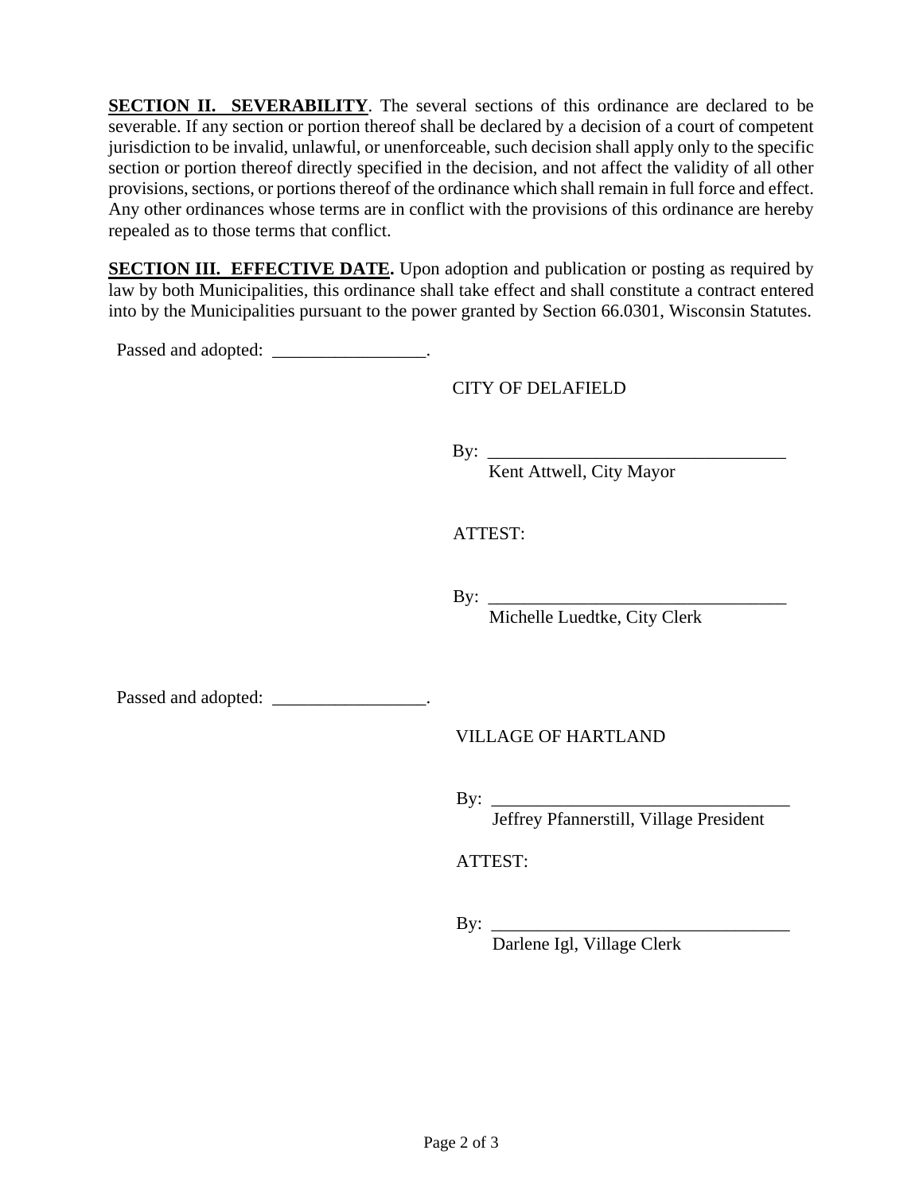**<u>SECTION II. SEVERABILITY</u>**. The several sections of this ordinance are declared to be severable. If any section or portion thereof shall be declared by a decision of a court of competent jurisdiction to be invalid, unlawful, or unenforceable, such decision shall apply only to the specific section or portion thereof directly specified in the decision, and not affect the validity of all other provisions, sections, or portions thereof of the ordinance which shall remain in full force and effect. Any other ordinances whose terms are in conflict with the provisions of this ordinance are hereby repealed as to those terms that conflict.

**<u>SECTION III. EFFECTIVE DATE</u>.** Upon adoption and publication or posting as required by law by both Municipalities, this ordinance shall take effect and shall constitute a contract entered into by the Municipalities pursuant to the power granted by Section 66.0301, Wisconsin Statutes.

Passed and adopted: _________________.

CITY OF DELAFIELD

By: _________________________________
Kent Attwell, City Mayor

ATTEST:

By: _________________________________
Michelle Luedtke, City Clerk

Passed and adopted: _________________.

VILLAGE OF HARTLAND

By: _________________________________
Jeffrey Pfannerstill, Village President

ATTEST:

By: _________________________________
Darlene Igl, Village Clerk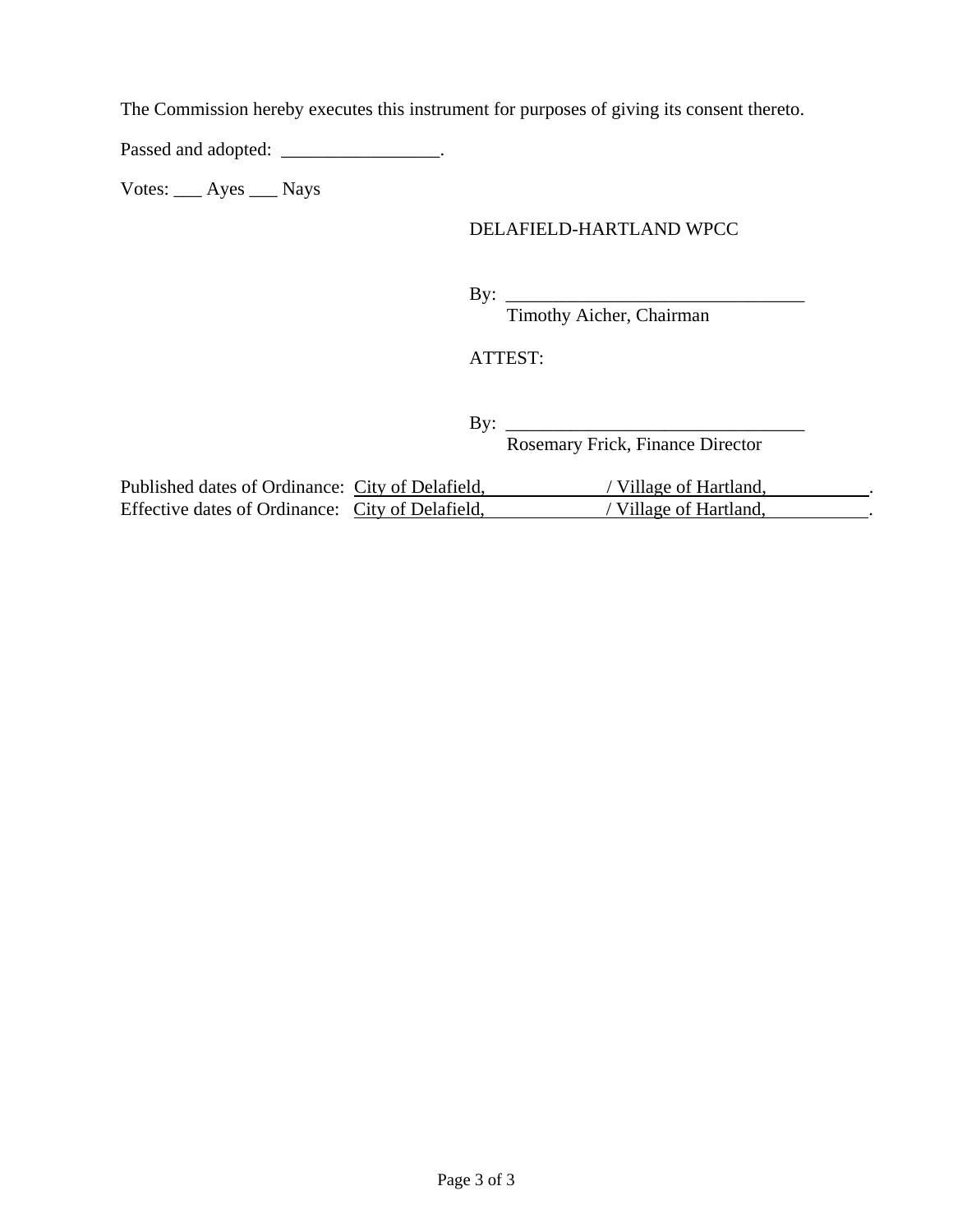The Commission hereby executes this instrument for purposes of giving its consent thereto.

Passed and adopted: _________________.

Votes: ___ Ayes ___ Nays

DELAFIELD-HARTLAND WPCC

By: _________________________________
Timothy Aicher, Chairman

ATTEST:

By: _________________________________
Rosemary Frick, Finance Director

Published dates of Ordinance: City of Delafield, _____________ / Village of Hartland, ___________.
Effective dates of Ordinance: City of Delafield, _____________ / Village of Hartland, ___________.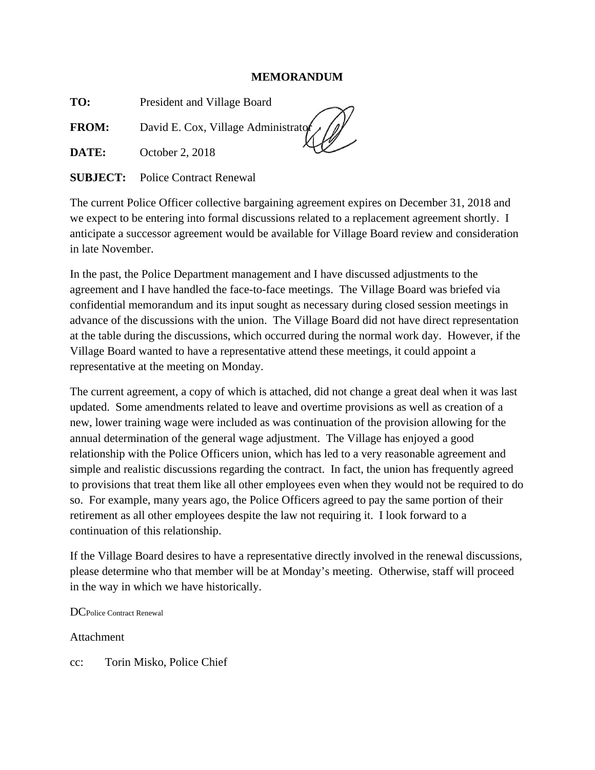# MEMORANDUM

**TO:** President and Village Board

**FROM:** David E. Cox, Village Administrator

**DATE:** October 2, 2018

**SUBJECT:** Police Contract Renewal

The current Police Officer collective bargaining agreement expires on December 31, 2018 and we expect to be entering into formal discussions related to a replacement agreement shortly. I anticipate a successor agreement would be available for Village Board review and consideration in late November.

In the past, the Police Department management and I have discussed adjustments to the agreement and I have handled the face-to-face meetings. The Village Board was briefed via confidential memorandum and its input sought as necessary during closed session meetings in advance of the discussions with the union. The Village Board did not have direct representation at the table during the discussions, which occurred during the normal work day. However, if the Village Board wanted to have a representative attend these meetings, it could appoint a representative at the meeting on Monday.

The current agreement, a copy of which is attached, did not change a great deal when it was last updated. Some amendments related to leave and overtime provisions as well as creation of a new, lower training wage were included as was continuation of the provision allowing for the annual determination of the general wage adjustment. The Village has enjoyed a good relationship with the Police Officers union, which has led to a very reasonable agreement and simple and realistic discussions regarding the contract. In fact, the union has frequently agreed to provisions that treat them like all other employees even when they would not be required to do so. For example, many years ago, the Police Officers agreed to pay the same portion of their retirement as all other employees despite the law not requiring it. I look forward to a continuation of this relationship.

If the Village Board desires to have a representative directly involved in the renewal discussions, please determine who that member will be at Monday's meeting. Otherwise, staff will proceed in the way in which we have historically.

DCPolice Contract Renewal

Attachment

cc: Torin Misko, Police Chief